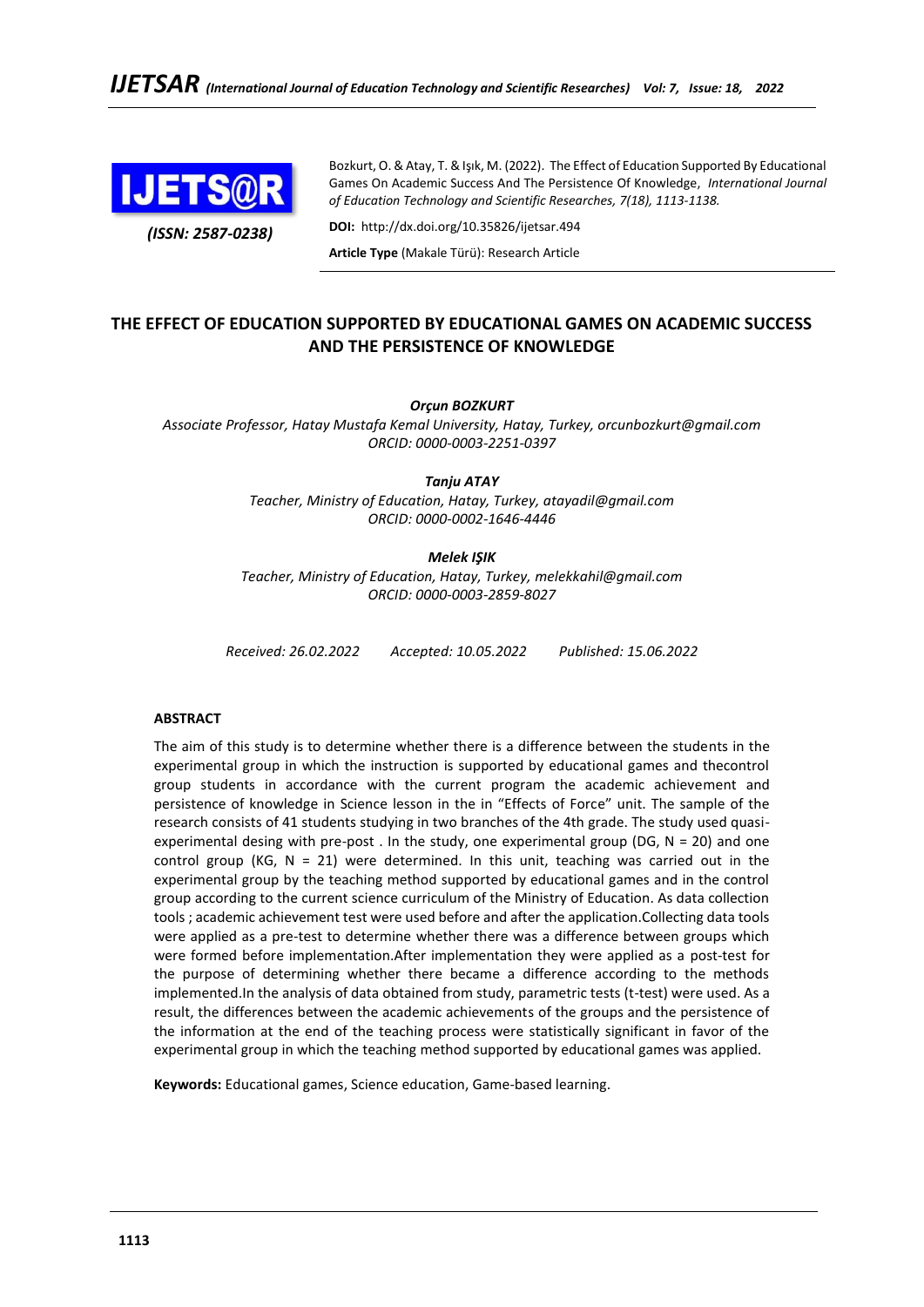Bozkurt, O. & Atay, T. & Işık, M. (2022). The Effect of Education Supported By Educational Games On Academic Success And The Persistence Of Knowledge, *International Journal of Education Technology and Scientific Researches, 7(18), 1113-1138.*

*(ISSN: 2587-0238)*

**DOI:** http://dx.doi.org/10.35826/ijetsar.494

**Article Type** (Makale Türü): Research Article

# THE EFFECT OF EDUCATION SUPPORTED BY EDUCATIONAL GAMES ON ACADEMIC SUCCESS AND THE PERSISTENCE OF KNOWLEDGE

***Orçun BOZKURT***
*Associate Professor, Hatay Mustafa Kemal University, Hatay, Turkey, orcunbozkurt@gmail.com*
*ORCID: 0000-0003-2251-0397*

***Tanju ATAY***
*Teacher, Ministry of Education, Hatay, Turkey, atayadil@gmail.com*
*ORCID: 0000-0002-1646-4446*

***Melek IŞIK***
*Teacher, Ministry of Education, Hatay, Turkey, melekkahil@gmail.com*
*ORCID: 0000-0003-2859-8027*

*Received: 26.02.2022 Accepted: 10.05.2022 Published: 15.06.2022*

## ABSTRACT

The aim of this study is to determine whether there is a difference between the students in the experimental group in which the instruction is supported by educational games and thecontrol group students in accordance with the current program the academic achievement and persistence of knowledge in Science lesson in the in "Effects of Force" unit. The sample of the research consists of 41 students studying in two branches of the 4th grade. The study used quasi-experimental desing with pre-post . In the study, one experimental group (DG, N = 20) and one control group (KG, N = 21) were determined. In this unit, teaching was carried out in the experimental group by the teaching method supported by educational games and in the control group according to the current science curriculum of the Ministry of Education. As data collection tools ; academic achievement test were used before and after the application.Collecting data tools were applied as a pre-test to determine whether there was a difference between groups which were formed before implementation.After implementation they were applied as a post-test for the purpose of determining whether there became a difference according to the methods implemented.In the analysis of data obtained from study, parametric tests (t-test) were used. As a result, the differences between the academic achievements of the groups and the persistence of the information at the end of the teaching process were statistically significant in favor of the experimental group in which the teaching method supported by educational games was applied.

**Keywords:** Educational games, Science education, Game-based learning.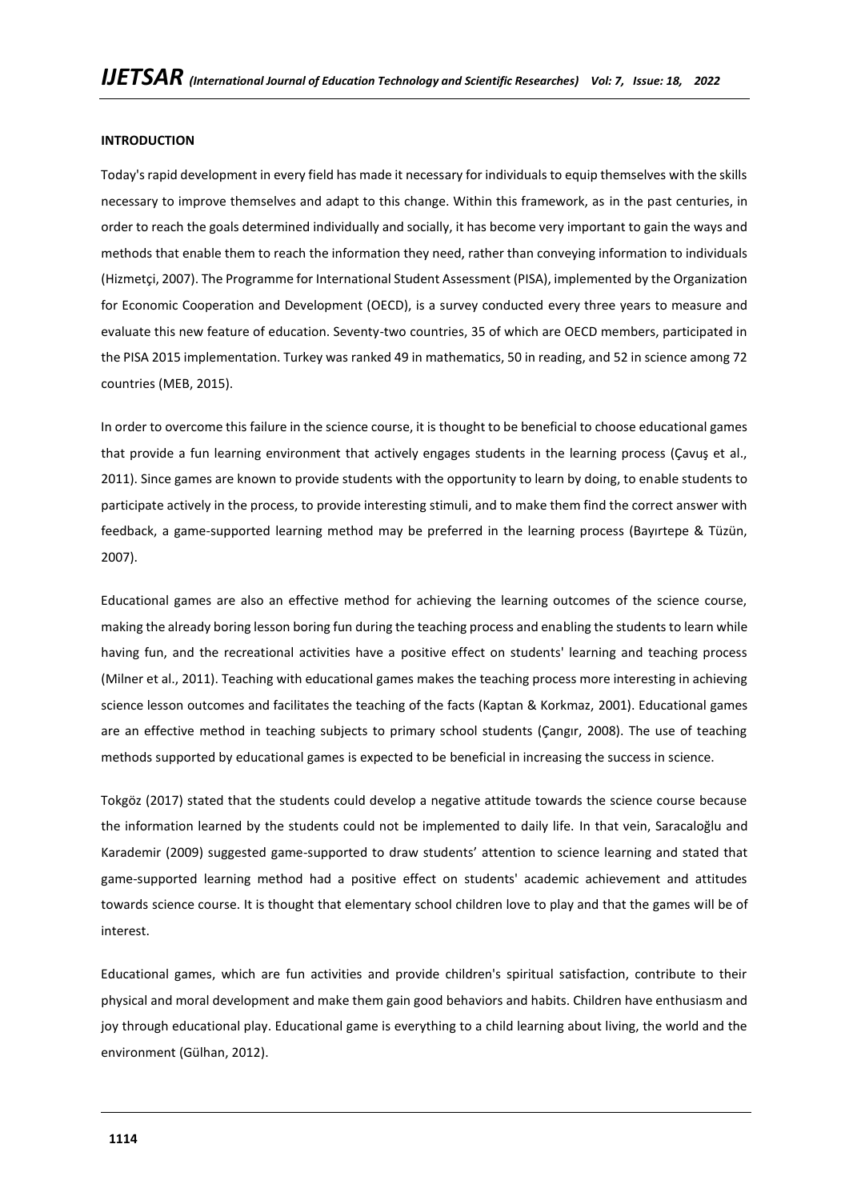## INTRODUCTION

Today's rapid development in every field has made it necessary for individuals to equip themselves with the skills necessary to improve themselves and adapt to this change. Within this framework, as in the past centuries, in order to reach the goals determined individually and socially, it has become very important to gain the ways and methods that enable them to reach the information they need, rather than conveying information to individuals (Hizmetçi, 2007). The Programme for International Student Assessment (PISA), implemented by the Organization for Economic Cooperation and Development (OECD), is a survey conducted every three years to measure and evaluate this new feature of education. Seventy-two countries, 35 of which are OECD members, participated in the PISA 2015 implementation. Turkey was ranked 49 in mathematics, 50 in reading, and 52 in science among 72 countries (MEB, 2015).

In order to overcome this failure in the science course, it is thought to be beneficial to choose educational games that provide a fun learning environment that actively engages students in the learning process (Çavuş et al., 2011). Since games are known to provide students with the opportunity to learn by doing, to enable students to participate actively in the process, to provide interesting stimuli, and to make them find the correct answer with feedback, a game-supported learning method may be preferred in the learning process (Bayırtepe & Tüzün, 2007).

Educational games are also an effective method for achieving the learning outcomes of the science course, making the already boring lesson boring fun during the teaching process and enabling the students to learn while having fun, and the recreational activities have a positive effect on students' learning and teaching process (Milner et al., 2011). Teaching with educational games makes the teaching process more interesting in achieving science lesson outcomes and facilitates the teaching of the facts (Kaptan & Korkmaz, 2001). Educational games are an effective method in teaching subjects to primary school students (Çangır, 2008). The use of teaching methods supported by educational games is expected to be beneficial in increasing the success in science.

Tokgöz (2017) stated that the students could develop a negative attitude towards the science course because the information learned by the students could not be implemented to daily life. In that vein, Saracaloğlu and Karademir (2009) suggested game-supported to draw students' attention to science learning and stated that game-supported learning method had a positive effect on students' academic achievement and attitudes towards science course. It is thought that elementary school children love to play and that the games will be of interest.

Educational games, which are fun activities and provide children's spiritual satisfaction, contribute to their physical and moral development and make them gain good behaviors and habits. Children have enthusiasm and joy through educational play. Educational game is everything to a child learning about living, the world and the environment (Gülhan, 2012).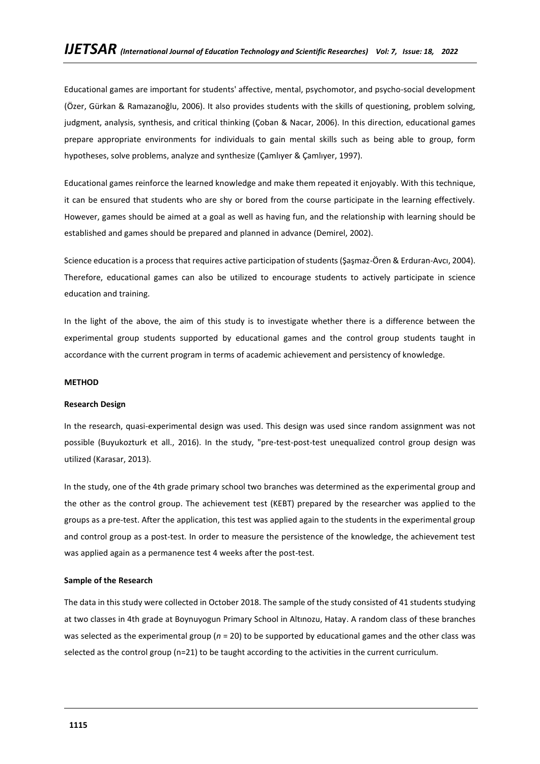Educational games are important for students' affective, mental, psychomotor, and psycho-social development (Özer, Gürkan & Ramazanoğlu, 2006). It also provides students with the skills of questioning, problem solving, judgment, analysis, synthesis, and critical thinking (Çoban & Nacar, 2006). In this direction, educational games prepare appropriate environments for individuals to gain mental skills such as being able to group, form hypotheses, solve problems, analyze and synthesize (Çamlıyer & Çamlıyer, 1997).

Educational games reinforce the learned knowledge and make them repeated it enjoyably. With this technique, it can be ensured that students who are shy or bored from the course participate in the learning effectively. However, games should be aimed at a goal as well as having fun, and the relationship with learning should be established and games should be prepared and planned in advance (Demirel, 2002).

Science education is a process that requires active participation of students (Şaşmaz-Ören & Erduran-Avcı, 2004). Therefore, educational games can also be utilized to encourage students to actively participate in science education and training.

In the light of the above, the aim of this study is to investigate whether there is a difference between the experimental group students supported by educational games and the control group students taught in accordance with the current program in terms of academic achievement and persistency of knowledge.

## METHOD

### Research Design

In the research, quasi-experimental design was used. This design was used since random assignment was not possible (Buyukozturk et all., 2016). In the study, "pre-test-post-test unequalized control group design was utilized (Karasar, 2013).

In the study, one of the 4th grade primary school two branches was determined as the experimental group and the other as the control group. The achievement test (KEBT) prepared by the researcher was applied to the groups as a pre-test. After the application, this test was applied again to the students in the experimental group and control group as a post-test. In order to measure the persistence of the knowledge, the achievement test was applied again as a permanence test 4 weeks after the post-test.

### Sample of the Research

The data in this study were collected in October 2018. The sample of the study consisted of 41 students studying at two classes in 4th grade at Boynuyogun Primary School in Altınozu, Hatay. A random class of these branches was selected as the experimental group ($n$ = 20) to be supported by educational games and the other class was selected as the control group (n=21) to be taught according to the activities in the current curriculum.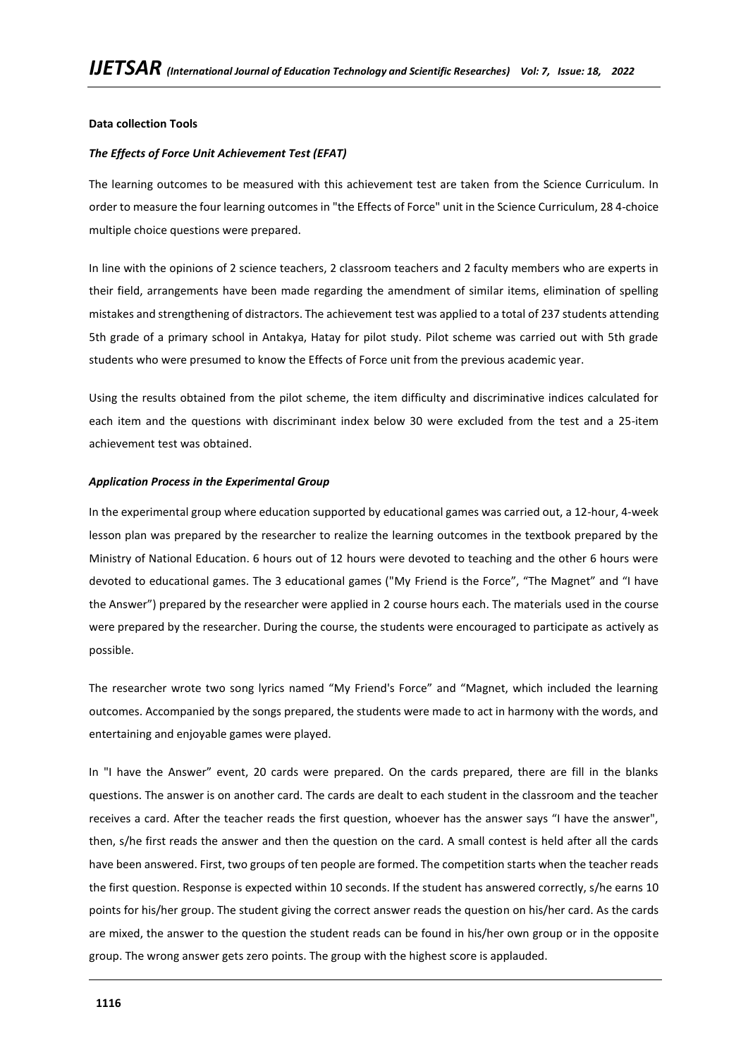**Data collection Tools**

***The Effects of Force Unit Achievement Test (EFAT)***

The learning outcomes to be measured with this achievement test are taken from the Science Curriculum. In order to measure the four learning outcomes in "the Effects of Force" unit in the Science Curriculum, 28 4-choice multiple choice questions were prepared.

In line with the opinions of 2 science teachers, 2 classroom teachers and 2 faculty members who are experts in their field, arrangements have been made regarding the amendment of similar items, elimination of spelling mistakes and strengthening of distractors. The achievement test was applied to a total of 237 students attending 5th grade of a primary school in Antakya, Hatay for pilot study. Pilot scheme was carried out with 5th grade students who were presumed to know the Effects of Force unit from the previous academic year.

Using the results obtained from the pilot scheme, the item difficulty and discriminative indices calculated for each item and the questions with discriminant index below 30 were excluded from the test and a 25-item achievement test was obtained.

***Application Process in the Experimental Group***

In the experimental group where education supported by educational games was carried out, a 12-hour, 4-week lesson plan was prepared by the researcher to realize the learning outcomes in the textbook prepared by the Ministry of National Education. 6 hours out of 12 hours were devoted to teaching and the other 6 hours were devoted to educational games. The 3 educational games ("My Friend is the Force", "The Magnet" and "I have the Answer") prepared by the researcher were applied in 2 course hours each. The materials used in the course were prepared by the researcher. During the course, the students were encouraged to participate as actively as possible.

The researcher wrote two song lyrics named "My Friend's Force" and "Magnet, which included the learning outcomes. Accompanied by the songs prepared, the students were made to act in harmony with the words, and entertaining and enjoyable games were played.

In "I have the Answer" event, 20 cards were prepared. On the cards prepared, there are fill in the blanks questions. The answer is on another card. The cards are dealt to each student in the classroom and the teacher receives a card. After the teacher reads the first question, whoever has the answer says "I have the answer", then, s/he first reads the answer and then the question on the card. A small contest is held after all the cards have been answered. First, two groups of ten people are formed. The competition starts when the teacher reads the first question. Response is expected within 10 seconds. If the student has answered correctly, s/he earns 10 points for his/her group. The student giving the correct answer reads the question on his/her card. As the cards are mixed, the answer to the question the student reads can be found in his/her own group or in the opposite group. The wrong answer gets zero points. The group with the highest score is applauded.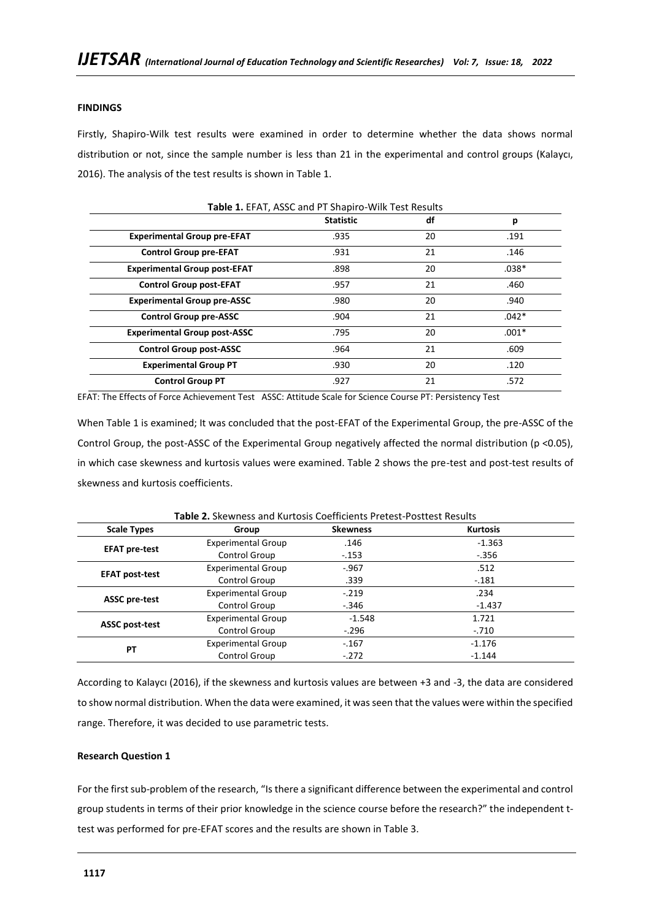**FINDINGS**

Firstly, Shapiro-Wilk test results were examined in order to determine whether the data shows normal distribution or not, since the sample number is less than 21 in the experimental and control groups (Kalaycı, 2016). The analysis of the test results is shown in Table 1.

**Table 1.** EFAT, ASSC and PT Shapiro-Wilk Test Results

| | Statistic | df | p |
|---|---|---|---|
| **Experimental Group pre-EFAT** | .935 | 20 | .191 |
| **Control Group pre-EFAT** | .931 | 21 | .146 |
| **Experimental Group post-EFAT** | .898 | 20 | .038* |
| **Control Group post-EFAT** | .957 | 21 | .460 |
| **Experimental Group pre-ASSC** | .980 | 20 | .940 |
| **Control Group pre-ASSC** | .904 | 21 | .042* |
| **Experimental Group post-ASSC** | .795 | 20 | .001* |
| **Control Group post-ASSC** | .964 | 21 | .609 |
| **Experimental Group PT** | .930 | 20 | .120 |
| **Control Group PT** | .927 | 21 | .572 |

EFAT: The Effects of Force Achievement Test ASSC: Attitude Scale for Science Course PT: Persistency Test

When Table 1 is examined; It was concluded that the post-EFAT of the Experimental Group, the pre-ASSC of the Control Group, the post-ASSC of the Experimental Group negatively affected the normal distribution ($p < 0.05$), in which case skewness and kurtosis values were examined. Table 2 shows the pre-test and post-test results of skewness and kurtosis coefficients.

**Table 2.** Skewness and Kurtosis Coefficients Pretest-Posttest Results

| Scale Types | Group | Skewness | Kurtosis |
|---|---|---|---|
| **EFAT pre-test** | Experimental Group | .146 | -1.363 |
| | Control Group | -.153 | -.356 |
| **EFAT post-test** | Experimental Group | -.967 | .512 |
| | Control Group | .339 | -.181 |
| **ASSC pre-test** | Experimental Group | -.219 | .234 |
| | Control Group | -.346 | -1.437 |
| **ASSC post-test** | Experimental Group | -1.548 | 1.721 |
| | Control Group | -.296 | -.710 |
| **PT** | Experimental Group | -.167 | -1.176 |
| | Control Group | -.272 | -1.144 |

According to Kalaycı (2016), if the skewness and kurtosis values are between +3 and -3, the data are considered to show normal distribution. When the data were examined, it was seen that the values were within the specified range. Therefore, it was decided to use parametric tests.

**Research Question 1**

For the first sub-problem of the research, "Is there a significant difference between the experimental and control group students in terms of their prior knowledge in the science course before the research?" the independent t-test was performed for pre-EFAT scores and the results are shown in Table 3.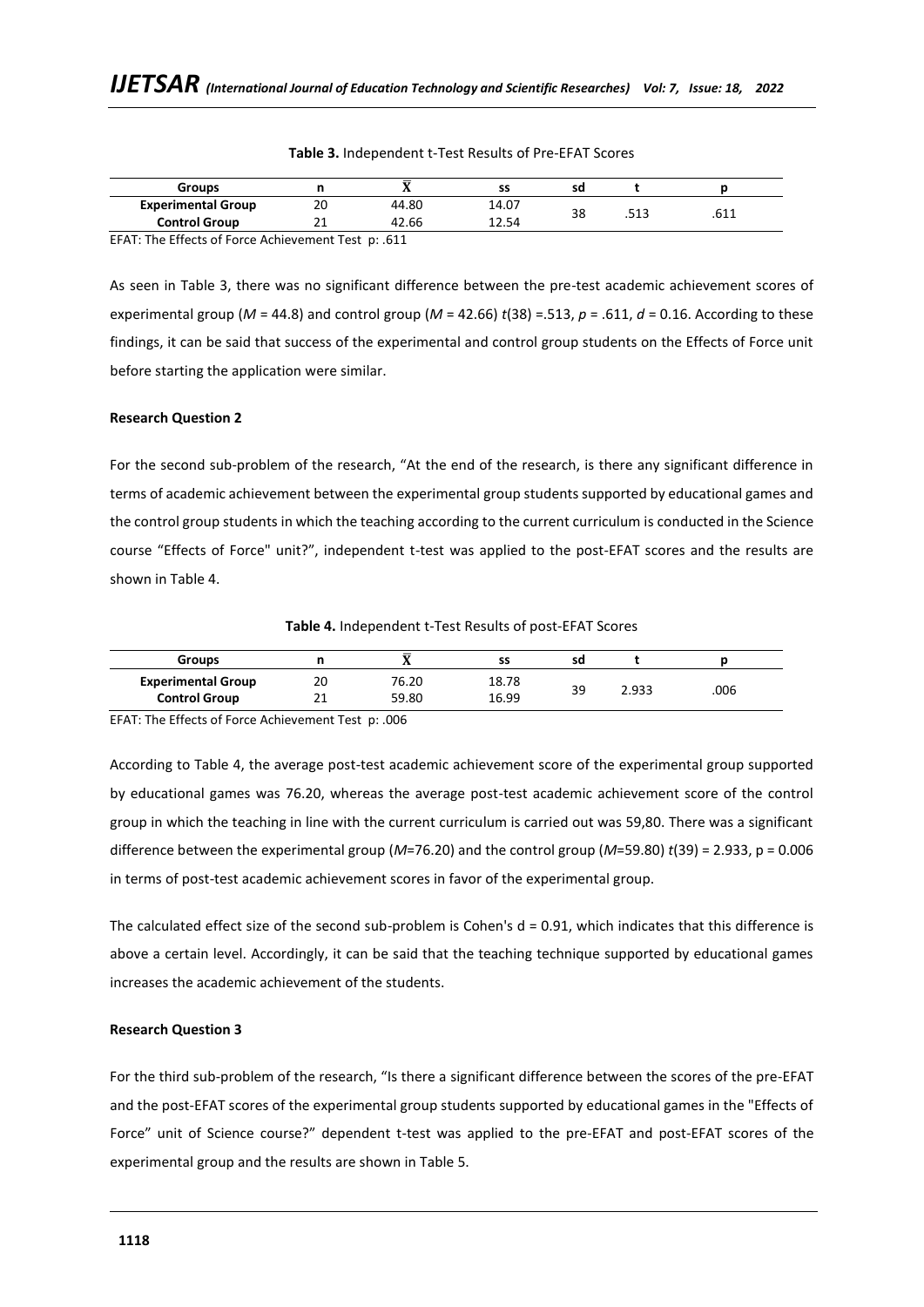**Table 3.** Independent t-Test Results of Pre-EFAT Scores

| Groups | n | $\bar{X}$ | ss | sd | t | p |
|---|---|---|---|---|---|---|
| **Experimental Group** | 20 | 44.80 | 14.07 | 38 | .513 | .611 |
| **Control Group** | 21 | 42.66 | 12.54 | | | |

EFAT: The Effects of Force Achievement Test p: .611

As seen in Table 3, there was no significant difference between the pre-test academic achievement scores of experimental group ($M$ = 44.8) and control group ($M$ = 42.66) $t(38)$ =.513, $p$ = .611, $d$ = 0.16. According to these findings, it can be said that success of the experimental and control group students on the Effects of Force unit before starting the application were similar.

**Research Question 2**

For the second sub-problem of the research, "At the end of the research, is there any significant difference in terms of academic achievement between the experimental group students supported by educational games and the control group students in which the teaching according to the current curriculum is conducted in the Science course "Effects of Force" unit?", independent t-test was applied to the post-EFAT scores and the results are shown in Table 4.

**Table 4.** Independent t-Test Results of post-EFAT Scores

| Groups | n | $\bar{X}$ | ss | sd | t | p |
|---|---|---|---|---|---|---|
| **Experimental Group** | 20 | 76.20 | 18.78 | 39 | 2.933 | .006 |
| **Control Group** | 21 | 59.80 | 16.99 | | | |

EFAT: The Effects of Force Achievement Test p: .006

According to Table 4, the average post-test academic achievement score of the experimental group supported by educational games was 76.20, whereas the average post-test academic achievement score of the control group in which the teaching in line with the current curriculum is carried out was 59,80. There was a significant difference between the experimental group ($M$=76.20) and the control group ($M$=59.80) $t(39)$ = 2.933, p = 0.006 in terms of post-test academic achievement scores in favor of the experimental group.

The calculated effect size of the second sub-problem is Cohen's d = 0.91, which indicates that this difference is above a certain level. Accordingly, it can be said that the teaching technique supported by educational games increases the academic achievement of the students.

**Research Question 3**

For the third sub-problem of the research, "Is there a significant difference between the scores of the pre-EFAT and the post-EFAT scores of the experimental group students supported by educational games in the "Effects of Force" unit of Science course?" dependent t-test was applied to the pre-EFAT and post-EFAT scores of the experimental group and the results are shown in Table 5.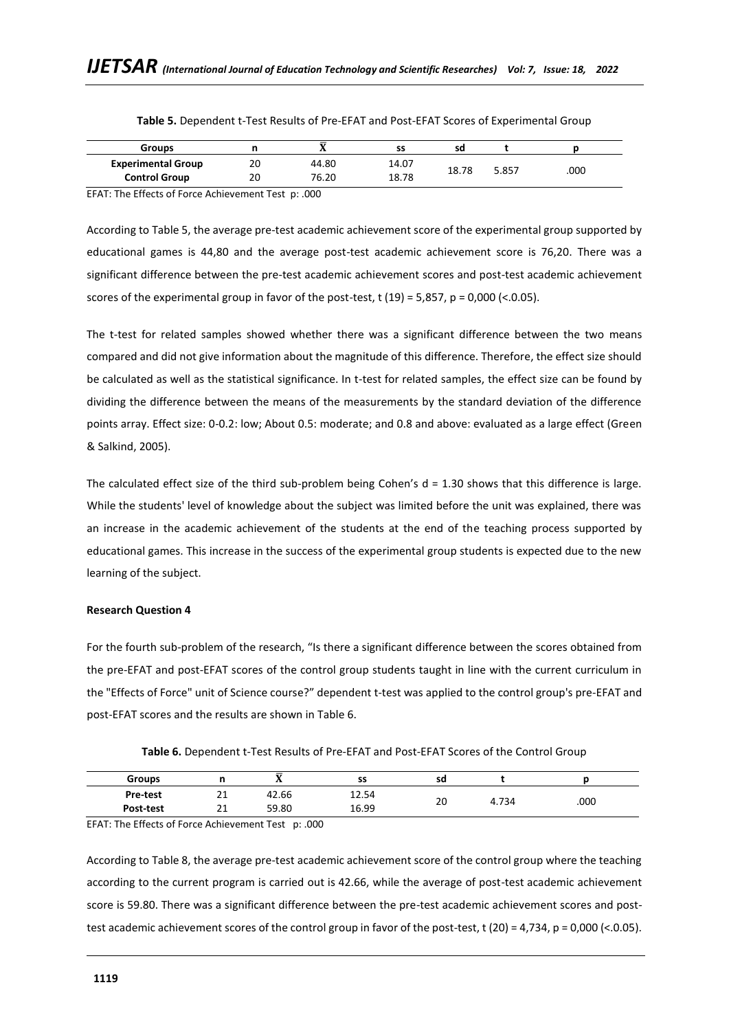**Table 5.** Dependent t-Test Results of Pre-EFAT and Post-EFAT Scores of Experimental Group

| Groups | n | $\overline{X}$ | ss | sd | t | p |
|---|---|---|---|---|---|---|
| **Experimental Group** | 20 | 44.80 | 14.07 | 18.78 | 5.857 | .000 |
| **Control Group** | 20 | 76.20 | 18.78 | | | |

EFAT: The Effects of Force Achievement Test p: .000

According to Table 5, the average pre-test academic achievement score of the experimental group supported by educational games is 44,80 and the average post-test academic achievement score is 76,20. There was a significant difference between the pre-test academic achievement scores and post-test academic achievement scores of the experimental group in favor of the post-test, t (19) = 5,857, p = 0,000 (<.0.05).

The t-test for related samples showed whether there was a significant difference between the two means compared and did not give information about the magnitude of this difference. Therefore, the effect size should be calculated as well as the statistical significance. In t-test for related samples, the effect size can be found by dividing the difference between the means of the measurements by the standard deviation of the difference points array. Effect size: 0-0.2: low; About 0.5: moderate; and 0.8 and above: evaluated as a large effect (Green & Salkind, 2005).

The calculated effect size of the third sub-problem being Cohen's d = 1.30 shows that this difference is large. While the students' level of knowledge about the subject was limited before the unit was explained, there was an increase in the academic achievement of the students at the end of the teaching process supported by educational games. This increase in the success of the experimental group students is expected due to the new learning of the subject.

**Research Question 4**

For the fourth sub-problem of the research, "Is there a significant difference between the scores obtained from the pre-EFAT and post-EFAT scores of the control group students taught in line with the current curriculum in the "Effects of Force" unit of Science course?" dependent t-test was applied to the control group's pre-EFAT and post-EFAT scores and the results are shown in Table 6.

**Table 6.** Dependent t-Test Results of Pre-EFAT and Post-EFAT Scores of the Control Group

| Groups | n | $\overline{X}$ | ss | sd | t | p |
|---|---|---|---|---|---|---|
| **Pre-test** | 21 | 42.66 | 12.54 | 20 | 4.734 | .000 |
| **Post-test** | 21 | 59.80 | 16.99 | | | |

EFAT: The Effects of Force Achievement Test p: .000

According to Table 8, the average pre-test academic achievement score of the control group where the teaching according to the current program is carried out is 42.66, while the average of post-test academic achievement score is 59.80. There was a significant difference between the pre-test academic achievement scores and post-test academic achievement scores of the control group in favor of the post-test, t (20) = 4,734, p = 0,000 (<.0.05).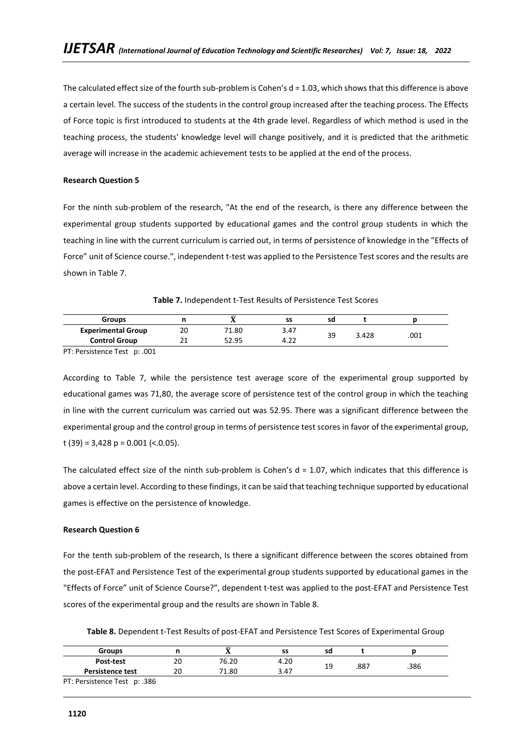The calculated effect size of the fourth sub-problem is Cohen's d = 1.03, which shows that this difference is above a certain level. The success of the students in the control group increased after the teaching process. The Effects of Force topic is first introduced to students at the 4th grade level. Regardless of which method is used in the teaching process, the students' knowledge level will change positively, and it is predicted that the arithmetic average will increase in the academic achievement tests to be applied at the end of the process.

**Research Question 5**

For the ninth sub-problem of the research, "At the end of the research, is there any difference between the experimental group students supported by educational games and the control group students in which the teaching in line with the current curriculum is carried out, in terms of persistence of knowledge in the "Effects of Force" unit of Science course.", independent t-test was applied to the Persistence Test scores and the results are shown in Table 7.

**Table 7.** Independent t-Test Results of Persistence Test Scores

| Groups | n | $\bar{X}$ | ss | sd | t | p |
|---|---|---|---|---|---|---|
| **Experimental Group** | 20 | 71.80 | 3.47 | 39 | 3.428 | .001 |
| **Control Group** | 21 | 52.95 | 4.22 | | | |

PT: Persistence Test p: .001

According to Table 7, while the persistence test average score of the experimental group supported by educational games was 71,80, the average score of persistence test of the control group in which the teaching in line with the current curriculum was carried out was 52.95. There was a significant difference between the experimental group and the control group in terms of persistence test scores in favor of the experimental group, t (39) = 3,428 p = 0.001 (<.0.05).

The calculated effect size of the ninth sub-problem is Cohen's d = 1.07, which indicates that this difference is above a certain level. According to these findings, it can be said that teaching technique supported by educational games is effective on the persistence of knowledge.

**Research Question 6**

For the tenth sub-problem of the research, Is there a significant difference between the scores obtained from the post-EFAT and Persistence Test of the experimental group students supported by educational games in the "Effects of Force" unit of Science Course?", dependent t-test was applied to the post-EFAT and Persistence Test scores of the experimental group and the results are shown in Table 8.

**Table 8.** Dependent t-Test Results of post-EFAT and Persistence Test Scores of Experimental Group

| Groups | n | $\bar{X}$ | ss | sd | t | p |
|---|---|---|---|---|---|---|
| **Post-test** | 20 | 76.20 | 4.20 | 19 | .887 | .386 |
| **Persistence test** | 20 | 71.80 | 3.47 | | | |

PT: Persistence Test p: .386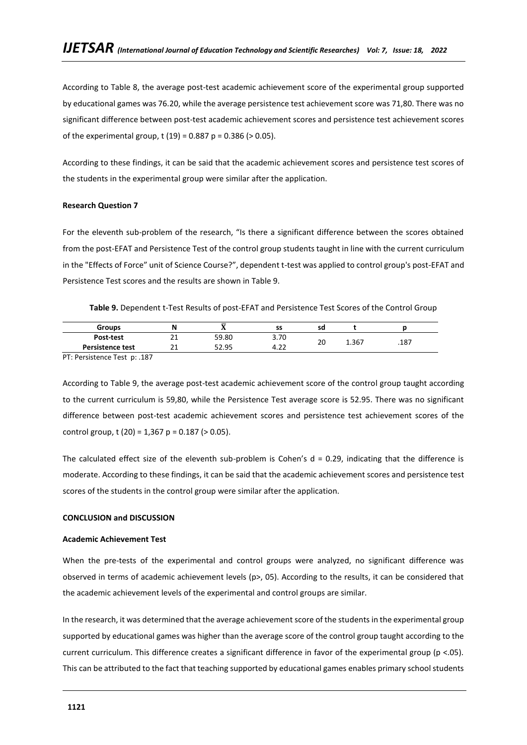According to Table 8, the average post-test academic achievement score of the experimental group supported by educational games was 76.20, while the average persistence test achievement score was 71,80. There was no significant difference between post-test academic achievement scores and persistence test achievement scores of the experimental group, t (19) = 0.887 p = 0.386 (> 0.05).

According to these findings, it can be said that the academic achievement scores and persistence test scores of the students in the experimental group were similar after the application.

**Research Question 7**

For the eleventh sub-problem of the research, "Is there a significant difference between the scores obtained from the post-EFAT and Persistence Test of the control group students taught in line with the current curriculum in the "Effects of Force" unit of Science Course?", dependent t-test was applied to control group's post-EFAT and Persistence Test scores and the results are shown in Table 9.

**Table 9.** Dependent t-Test Results of post-EFAT and Persistence Test Scores of the Control Group

| Groups | N | $\bar{X}$ | ss | sd | t | p |
|---|---|---|---|---|---|---|
| Post-test | 21 | 59.80 | 3.70 | 20 | 1.367 | .187 |
| Persistence test | 21 | 52.95 | 4.22 | | | |

PT: Persistence Test p: .187

According to Table 9, the average post-test academic achievement score of the control group taught according to the current curriculum is 59,80, while the Persistence Test average score is 52.95. There was no significant difference between post-test academic achievement scores and persistence test achievement scores of the control group, t (20) = 1,367 p = 0.187 (> 0.05).

The calculated effect size of the eleventh sub-problem is Cohen's d = 0.29, indicating that the difference is moderate. According to these findings, it can be said that the academic achievement scores and persistence test scores of the students in the control group were similar after the application.

**CONCLUSION and DISCUSSION**

**Academic Achievement Test**

When the pre-tests of the experimental and control groups were analyzed, no significant difference was observed in terms of academic achievement levels (p>, 05). According to the results, it can be considered that the academic achievement levels of the experimental and control groups are similar.

In the research, it was determined that the average achievement score of the students in the experimental group supported by educational games was higher than the average score of the control group taught according to the current curriculum. This difference creates a significant difference in favor of the experimental group (p <.05). This can be attributed to the fact that teaching supported by educational games enables primary school students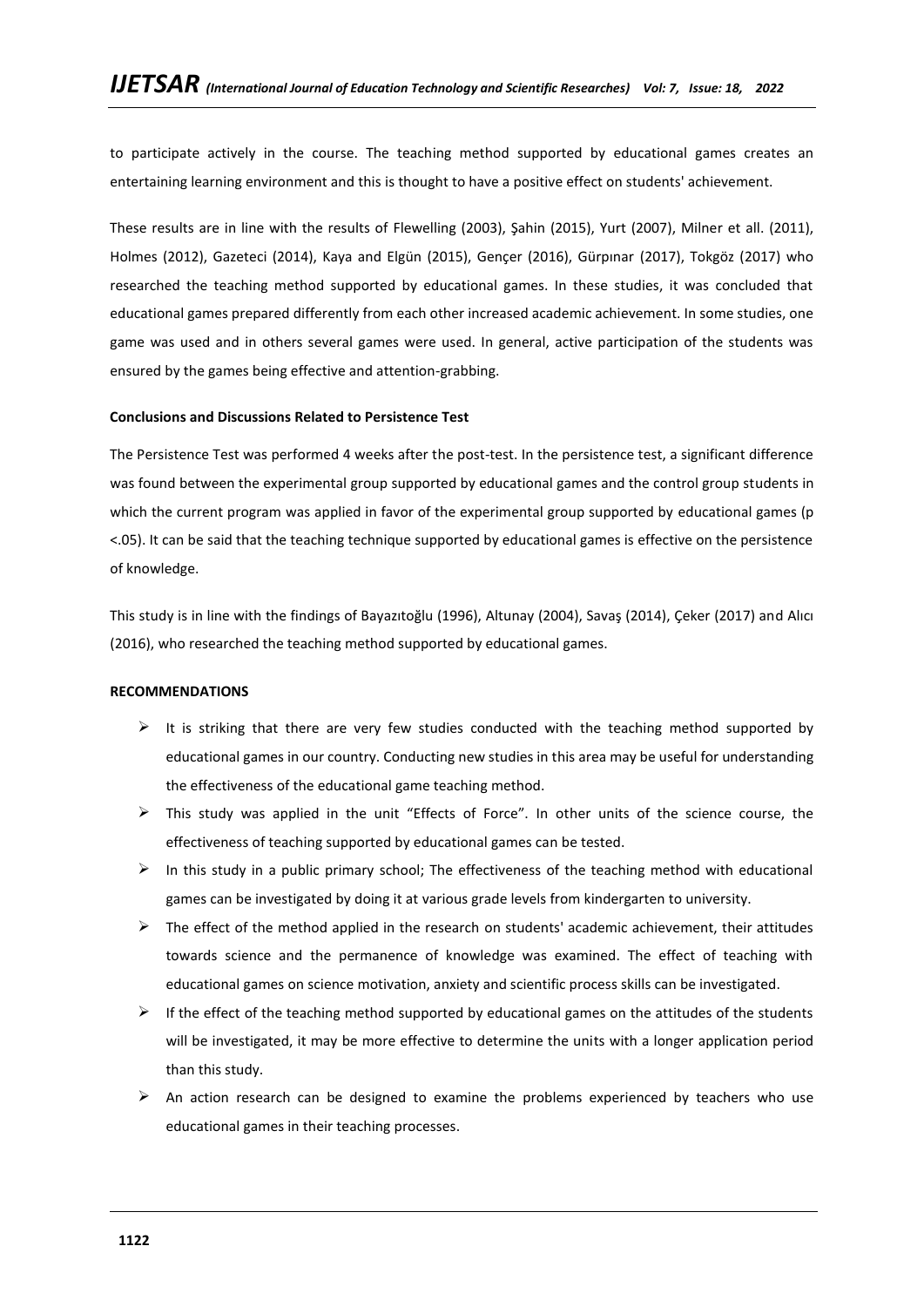to participate actively in the course. The teaching method supported by educational games creates an entertaining learning environment and this is thought to have a positive effect on students' achievement.

These results are in line with the results of Flewelling (2003), Şahin (2015), Yurt (2007), Milner et all. (2011), Holmes (2012), Gazeteci (2014), Kaya and Elgün (2015), Gençer (2016), Gürpınar (2017), Tokgöz (2017) who researched the teaching method supported by educational games. In these studies, it was concluded that educational games prepared differently from each other increased academic achievement. In some studies, one game was used and in others several games were used. In general, active participation of the students was ensured by the games being effective and attention-grabbing.

**Conclusions and Discussions Related to Persistence Test**

The Persistence Test was performed 4 weeks after the post-test. In the persistence test, a significant difference was found between the experimental group supported by educational games and the control group students in which the current program was applied in favor of the experimental group supported by educational games ($p < .05$). It can be said that the teaching technique supported by educational games is effective on the persistence of knowledge.

This study is in line with the findings of Bayazıtoğlu (1996), Altunay (2004), Savaş (2014), Çeker (2017) and Alıcı (2016), who researched the teaching method supported by educational games.

**RECOMMENDATIONS**

- It is striking that there are very few studies conducted with the teaching method supported by educational games in our country. Conducting new studies in this area may be useful for understanding the effectiveness of the educational game teaching method.
- This study was applied in the unit "Effects of Force". In other units of the science course, the effectiveness of teaching supported by educational games can be tested.
- In this study in a public primary school; The effectiveness of the teaching method with educational games can be investigated by doing it at various grade levels from kindergarten to university.
- The effect of the method applied in the research on students' academic achievement, their attitudes towards science and the permanence of knowledge was examined. The effect of teaching with educational games on science motivation, anxiety and scientific process skills can be investigated.
- If the effect of the teaching method supported by educational games on the attitudes of the students will be investigated, it may be more effective to determine the units with a longer application period than this study.
- An action research can be designed to examine the problems experienced by teachers who use educational games in their teaching processes.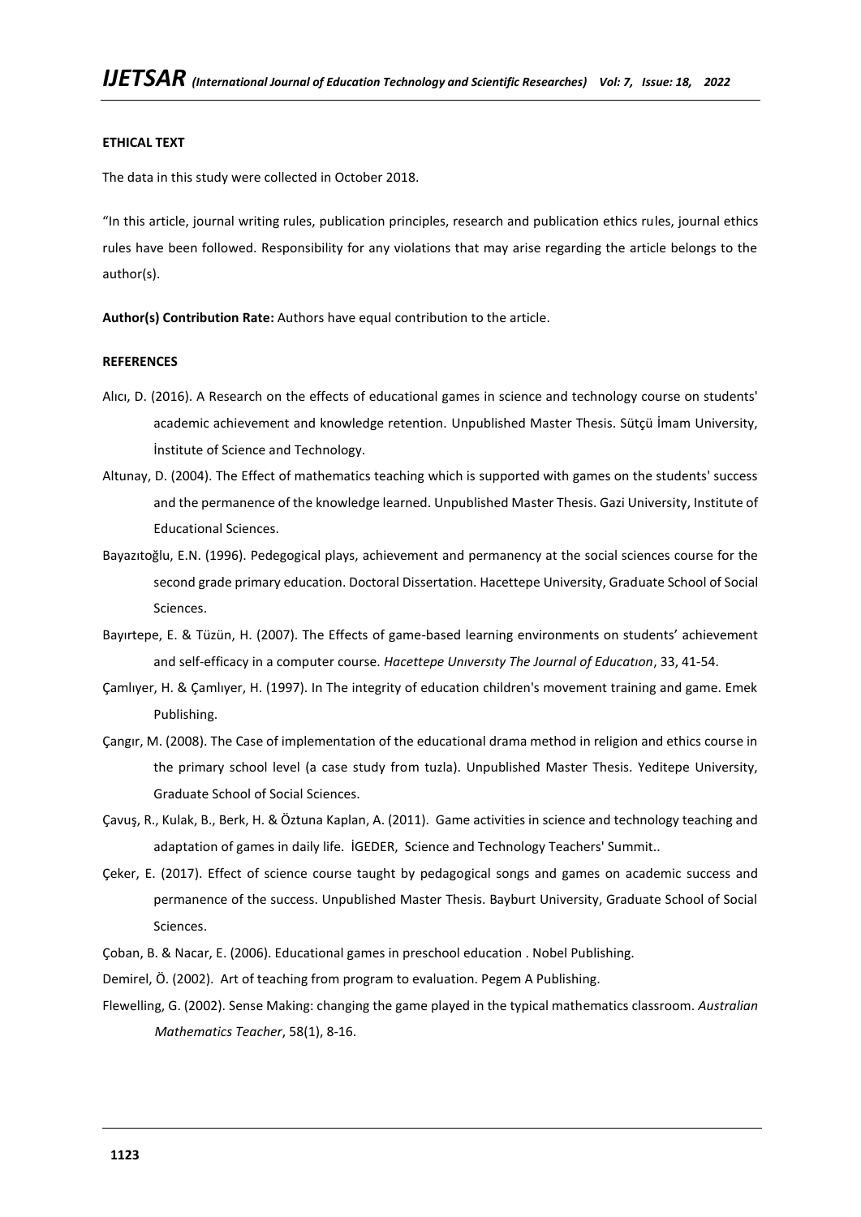**ETHICAL TEXT**

The data in this study were collected in October 2018.

"In this article, journal writing rules, publication principles, research and publication ethics rules, journal ethics rules have been followed. Responsibility for any violations that may arise regarding the article belongs to the author(s).

**Author(s) Contribution Rate:** Authors have equal contribution to the article.

**REFERENCES**

Alıcı, D. (2016). A Research on the effects of educational games in science and technology course on students' academic achievement and knowledge retention. Unpublished Master Thesis. Sütçü İmam University, İnstitute of Science and Technology.

Altunay, D. (2004). The Effect of mathematics teaching which is supported with games on the students' success and the permanence of the knowledge learned. Unpublished Master Thesis. Gazi University, Institute of Educational Sciences.

Bayazıtoğlu, E.N. (1996). Pedegogical plays, achievement and permanency at the social sciences course for the second grade primary education. Doctoral Dissertation. Hacettepe University, Graduate School of Social Sciences.

Bayırtepe, E. & Tüzün, H. (2007). The Effects of game-based learning environments on students' achievement and self-efficacy in a computer course. *Hacettepe Unıversıty The Journal of Educatıon*, 33, 41-54.

Çamlıyer, H. & Çamlıyer, H. (1997). In The integrity of education children's movement training and game. Emek Publishing.

Çangır, M. (2008). The Case of implementation of the educational drama method in religion and ethics course in the primary school level (a case study from tuzla). Unpublished Master Thesis. Yeditepe University, Graduate School of Social Sciences.

Çavuş, R., Kulak, B., Berk, H. & Öztuna Kaplan, A. (2011). Game activities in science and technology teaching and adaptation of games in daily life. İGEDER, Science and Technology Teachers' Summit..

Çeker, E. (2017). Effect of science course taught by pedagogical songs and games on academic success and permanence of the success. Unpublished Master Thesis. Bayburt University, Graduate School of Social Sciences.

Çoban, B. & Nacar, E. (2006). Educational games in preschool education . Nobel Publishing.

Demirel, Ö. (2002). Art of teaching from program to evaluation. Pegem A Publishing.

Flewelling, G. (2002). Sense Making: changing the game played in the typical mathematics classroom. *Australian Mathematics Teacher*, 58(1), 8-16.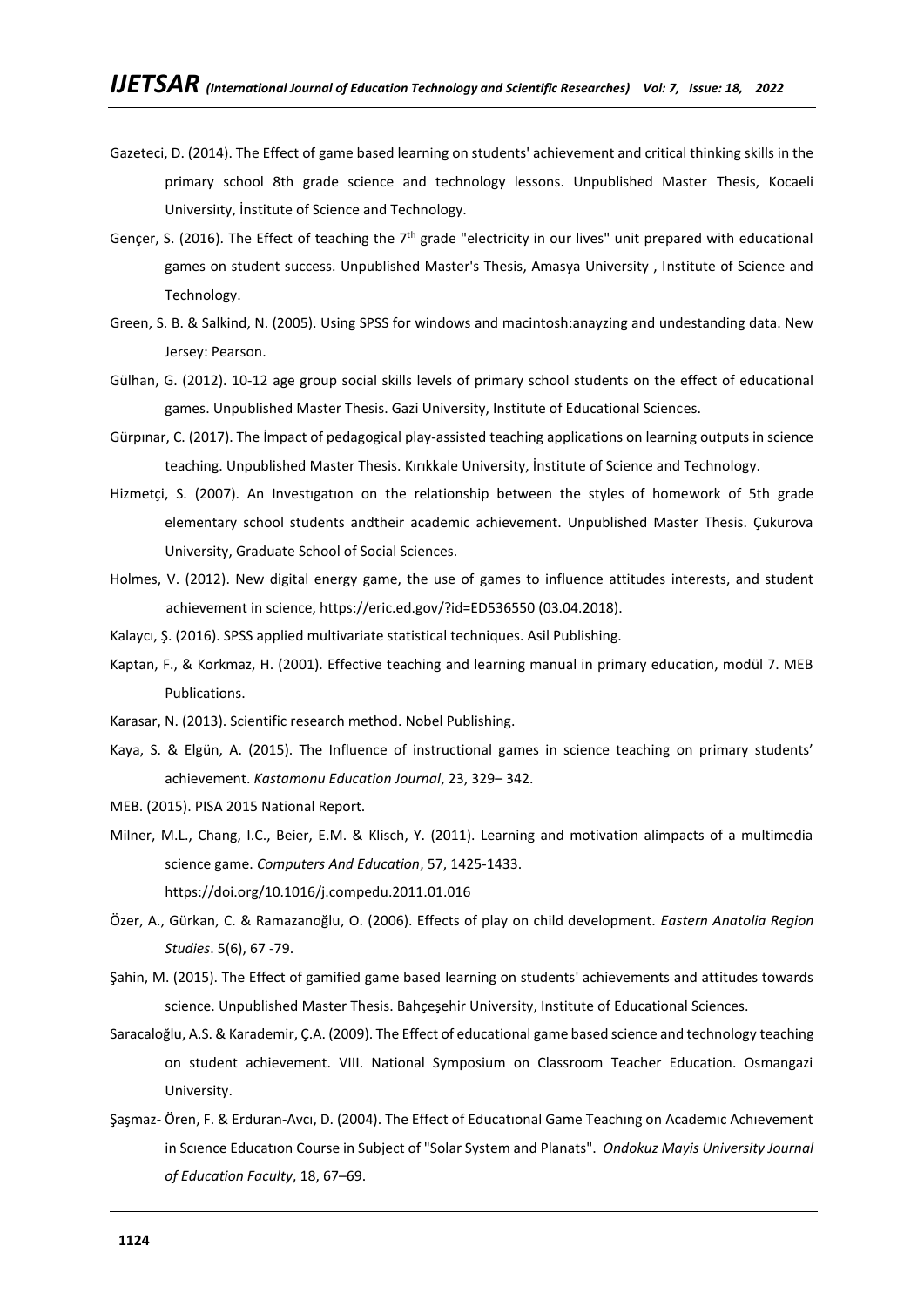Gazeteci, D. (2014). The Effect of game based learning on students' achievement and critical thinking skills in the primary school 8th grade science and technology lessons. Unpublished Master Thesis, Kocaeli Universiıty, İnstitute of Science and Technology.

Gençer, S. (2016). The Effect of teaching the 7th grade "electricity in our lives" unit prepared with educational games on student success. Unpublished Master's Thesis, Amasya University , Institute of Science and Technology.

Green, S. B. & Salkind, N. (2005). Using SPSS for windows and macintosh:anayzing and undestanding data. New Jersey: Pearson.

Gülhan, G. (2012). 10-12 age group social skills levels of primary school students on the effect of educational games. Unpublished Master Thesis. Gazi University, Institute of Educational Sciences.

Gürpınar, C. (2017). The İmpact of pedagogical play-assisted teaching applications on learning outputs in science teaching. Unpublished Master Thesis. Kırıkkale University, İnstitute of Science and Technology.

Hizmetçi, S. (2007). An Investıgatıon on the relationship between the styles of homework of 5th grade elementary school students andtheir academic achievement. Unpublished Master Thesis. Çukurova University, Graduate School of Social Sciences.

Holmes, V. (2012). New digital energy game, the use of games to influence attitudes interests, and student achievement in science, https://eric.ed.gov/?id=ED536550 (03.04.2018).

Kalaycı, Ş. (2016). SPSS applied multivariate statistical techniques. Asil Publishing.

Kaptan, F., & Korkmaz, H. (2001). Effective teaching and learning manual in primary education, modül 7. MEB Publications.

Karasar, N. (2013). Scientific research method. Nobel Publishing.

Kaya, S. & Elgün, A. (2015). The Influence of instructional games in science teaching on primary students' achievement. *Kastamonu Education Journal*, 23, 329– 342.

MEB. (2015). PISA 2015 National Report.

Milner, M.L., Chang, I.C., Beier, E.M. & Klisch, Y. (2011). Learning and motivation alimpacts of a multimedia science game. *Computers And Education*, 57, 1425-1433. https://doi.org/10.1016/j.compedu.2011.01.016

Özer, A., Gürkan, C. & Ramazanoğlu, O. (2006). Effects of play on child development. *Eastern Anatolia Region Studies*. 5(6), 67 -79.

Şahin, M. (2015). The Effect of gamified game based learning on students' achievements and attitudes towards science. Unpublished Master Thesis. Bahçeşehir University, Institute of Educational Sciences.

Saracaloğlu, A.S. & Karademir, Ç.A. (2009). The Effect of educational game based science and technology teaching on student achievement. VIII. National Symposium on Classroom Teacher Education. Osmangazi University.

Şaşmaz- Ören, F. & Erduran-Avcı, D. (2004). The Effect of Educatıonal Game Teachıng on Academıc Achıevement in Scıence Educatıon Course in Subject of "Solar System and Planats". *Ondokuz Mayis University Journal of Education Faculty*, 18, 67–69.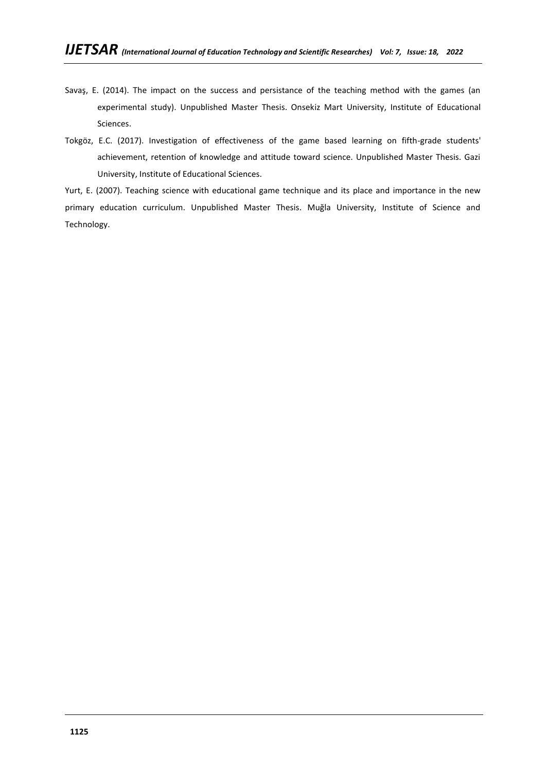Savaş, E. (2014). The impact on the success and persistance of the teaching method with the games (an experimental study). Unpublished Master Thesis. Onsekiz Mart University, Institute of Educational Sciences.

Tokgöz, E.C. (2017). Investigation of effectiveness of the game based learning on fifth-grade students' achievement, retention of knowledge and attitude toward science. Unpublished Master Thesis. Gazi University, Institute of Educational Sciences.

Yurt, E. (2007). Teaching science with educational game technique and its place and importance in the new primary education curriculum. Unpublished Master Thesis. Muğla University, Institute of Science and Technology.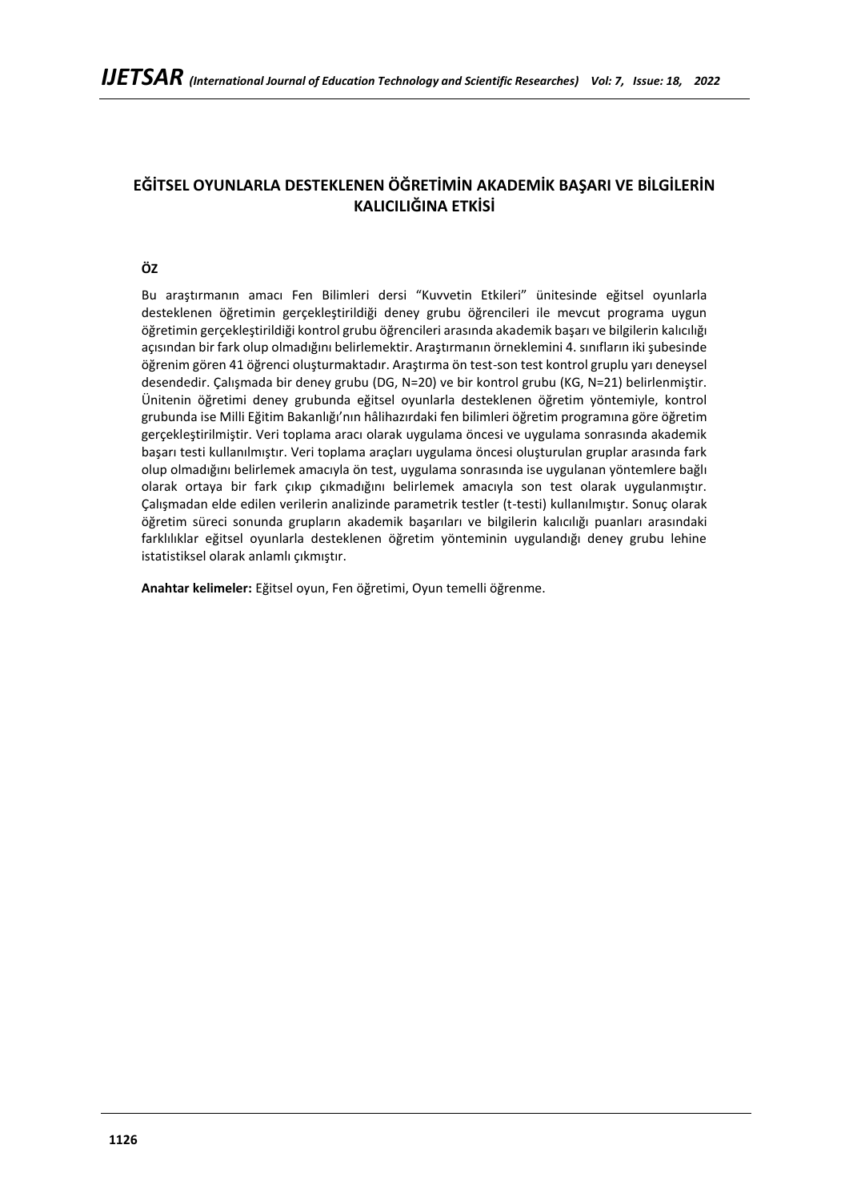## EĞİTSEL OYUNLARLA DESTEKLENEN ÖĞRETİMİN AKADEMİK BAŞARI VE BİLGİLERİN KALICILIĞINA ETKİSİ

### ÖZ

Bu araştırmanın amacı Fen Bilimleri dersi "Kuvvetin Etkileri" ünitesinde eğitsel oyunlarla desteklenen öğretimin gerçekleştirildiği deney grubu öğrencileri ile mevcut programa uygun öğretimin gerçekleştirildiği kontrol grubu öğrencileri arasında akademik başarı ve bilgilerin kalıcılığı açısından bir fark olup olmadığını belirlemektir. Araştırmanın örneklemini 4. sınıfların iki şubesinde öğrenim gören 41 öğrenci oluşturmaktadır. Araştırma ön test-son test kontrol gruplu yarı deneysel desendedir. Çalışmada bir deney grubu (DG, N=20) ve bir kontrol grubu (KG, N=21) belirlenmiştir. Ünitenin öğretimi deney grubunda eğitsel oyunlarla desteklenen öğretim yöntemiyle, kontrol grubunda ise Milli Eğitim Bakanlığı'nın hâlihazırdaki fen bilimleri öğretim programına göre öğretim gerçekleştirilmiştir. Veri toplama aracı olarak uygulama öncesi ve uygulama sonrasında akademik başarı testi kullanılmıştır. Veri toplama araçları uygulama öncesi oluşturulan gruplar arasında fark olup olmadığını belirlemek amacıyla ön test, uygulama sonrasında ise uygulanan yöntemlere bağlı olarak ortaya bir fark çıkıp çıkmadığını belirlemek amacıyla son test olarak uygulanmıştır. Çalışmadan elde edilen verilerin analizinde parametrik testler (t-testi) kullanılmıştır. Sonuç olarak öğretim süreci sonunda grupların akademik başarıları ve bilgilerin kalıcılığı puanları arasındaki farklılıklar eğitsel oyunlarla desteklenen öğretim yönteminin uygulandığı deney grubu lehine istatistiksel olarak anlamlı çıkmıştır.

**Anahtar kelimeler:** Eğitsel oyun, Fen öğretimi, Oyun temelli öğrenme.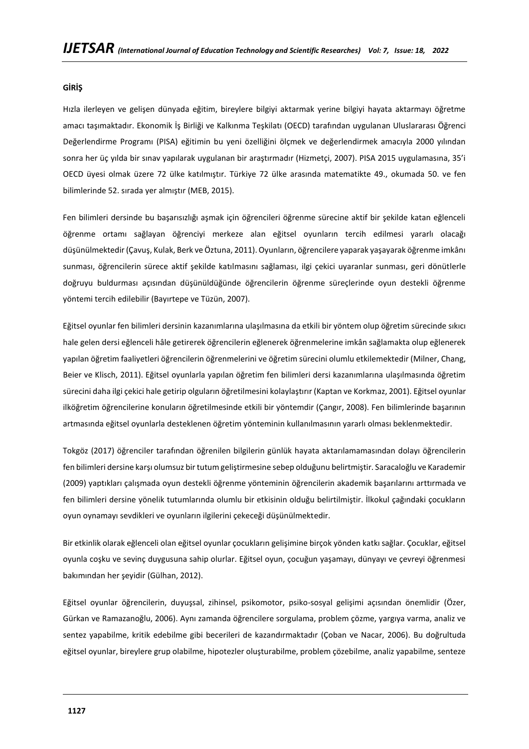**GİRİŞ**

Hızla ilerleyen ve gelişen dünyada eğitim, bireylere bilgiyi aktarmak yerine bilgiyi hayata aktarmayı öğretme amacı taşımaktadır. Ekonomik İş Birliği ve Kalkınma Teşkilatı (OECD) tarafından uygulanan Uluslararası Öğrenci Değerlendirme Programı (PISA) eğitimin bu yeni özelliğini ölçmek ve değerlendirmek amacıyla 2000 yılından sonra her üç yılda bir sınav yapılarak uygulanan bir araştırmadır (Hizmetçi, 2007). PISA 2015 uygulamasına, 35'i OECD üyesi olmak üzere 72 ülke katılmıştır. Türkiye 72 ülke arasında matematikte 49., okumada 50. ve fen bilimlerinde 52. sırada yer almıştır (MEB, 2015).

Fen bilimleri dersinde bu başarısızlığı aşmak için öğrencileri öğrenme sürecine aktif bir şekilde katan eğlenceli öğrenme ortamı sağlayan öğrenciyi merkeze alan eğitsel oyunların tercih edilmesi yararlı olacağı düşünülmektedir (Çavuş, Kulak, Berk ve Öztuna, 2011). Oyunların, öğrencilere yaparak yaşayarak öğrenme imkânı sunması, öğrencilerin sürece aktif şekilde katılmasını sağlaması, ilgi çekici uyaranlar sunması, geri dönütlerle doğruyu buldurması açısından düşünüldüğünde öğrencilerin öğrenme süreçlerinde oyun destekli öğrenme yöntemi tercih edilebilir (Bayırtepe ve Tüzün, 2007).

Eğitsel oyunlar fen bilimleri dersinin kazanımlarına ulaşılmasına da etkili bir yöntem olup öğretim sürecinde sıkıcı hale gelen dersi eğlenceli hâle getirerek öğrencilerin eğlenerek öğrenmelerine imkân sağlamakta olup eğlenerek yapılan öğretim faaliyetleri öğrencilerin öğrenmelerini ve öğretim sürecini olumlu etkilemektedir (Milner, Chang, Beier ve Klisch, 2011). Eğitsel oyunlarla yapılan öğretim fen bilimleri dersi kazanımlarına ulaşılmasında öğretim sürecini daha ilgi çekici hale getirip olguların öğretilmesini kolaylaştırır (Kaptan ve Korkmaz, 2001). Eğitsel oyunlar ilköğretim öğrencilerine konuların öğretilmesinde etkili bir yöntemdir (Çangır, 2008). Fen bilimlerinde başarının artmasında eğitsel oyunlarla desteklenen öğretim yönteminin kullanılmasının yararlı olması beklenmektedir.

Tokgöz (2017) öğrenciler tarafından öğrenilen bilgilerin günlük hayata aktarılamamasından dolayı öğrencilerin fen bilimleri dersine karşı olumsuz bir tutum geliştirmesine sebep olduğunu belirtmiştir. Saracaloğlu ve Karademir (2009) yaptıkları çalışmada oyun destekli öğrenme yönteminin öğrencilerin akademik başarılarını arttırmada ve fen bilimleri dersine yönelik tutumlarında olumlu bir etkisinin olduğu belirtilmiştir. İlkokul çağındaki çocukların oyun oynamayı sevdikleri ve oyunların ilgilerini çekeceği düşünülmektedir.

Bir etkinlik olarak eğlenceli olan eğitsel oyunlar çocukların gelişimine birçok yönden katkı sağlar. Çocuklar, eğitsel oyunla coşku ve sevinç duygusuna sahip olurlar. Eğitsel oyun, çocuğun yaşamayı, dünyayı ve çevreyi öğrenmesi bakımından her şeyidir (Gülhan, 2012).

Eğitsel oyunlar öğrencilerin, duyuşsal, zihinsel, psikomotor, psiko-sosyal gelişimi açısından önemlidir (Özer, Gürkan ve Ramazanoğlu, 2006). Aynı zamanda öğrencilere sorgulama, problem çözme, yargıya varma, analiz ve sentez yapabilme, kritik edebilme gibi becerileri de kazandırmaktadır (Çoban ve Nacar, 2006). Bu doğrultuda eğitsel oyunlar, bireylere grup olabilme, hipotezler oluşturabilme, problem çözebilme, analiz yapabilme, senteze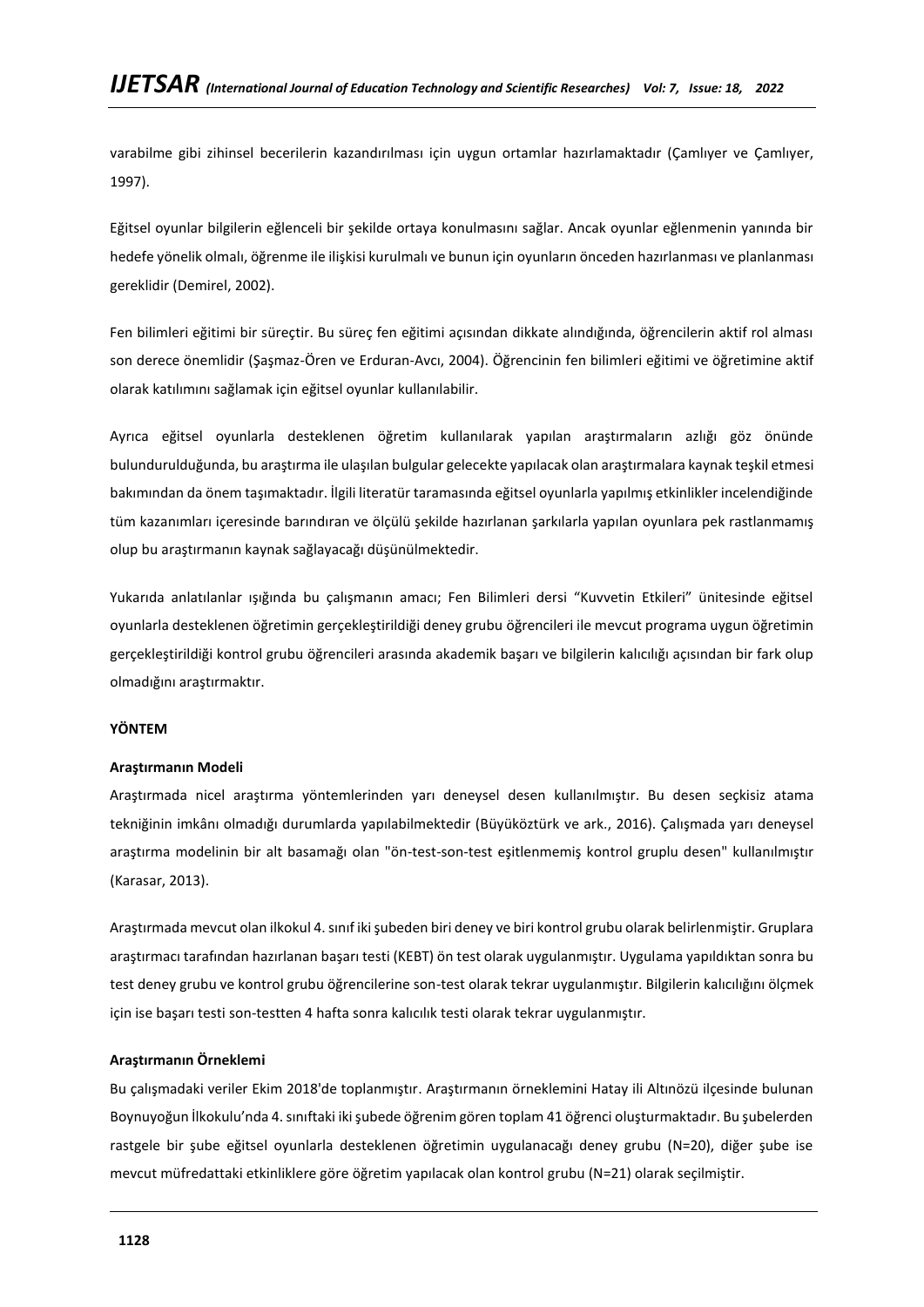varabilme gibi zihinsel becerilerin kazandırılması için uygun ortamlar hazırlamaktadır (Çamlıyer ve Çamlıyer, 1997).

Eğitsel oyunlar bilgilerin eğlenceli bir şekilde ortaya konulmasını sağlar. Ancak oyunlar eğlenmenin yanında bir hedefe yönelik olmalı, öğrenme ile ilişkisi kurulmalı ve bunun için oyunların önceden hazırlanması ve planlanması gereklidir (Demirel, 2002).

Fen bilimleri eğitimi bir süreçtir. Bu süreç fen eğitimi açısından dikkate alındığında, öğrencilerin aktif rol alması son derece önemlidir (Şaşmaz-Ören ve Erduran-Avcı, 2004). Öğrencinin fen bilimleri eğitimi ve öğretimine aktif olarak katılımını sağlamak için eğitsel oyunlar kullanılabilir.

Ayrıca eğitsel oyunlarla desteklenen öğretim kullanılarak yapılan araştırmaların azlığı göz önünde bulundurulduğunda, bu araştırma ile ulaşılan bulgular gelecekte yapılacak olan araştırmalara kaynak teşkil etmesi bakımından da önem taşımaktadır. İlgili literatür taramasında eğitsel oyunlarla yapılmış etkinlikler incelendiğinde tüm kazanımları içeresinde barındıran ve ölçülü şekilde hazırlanan şarkılarla yapılan oyunlara pek rastlanmamış olup bu araştırmanın kaynak sağlayacağı düşünülmektedir.

Yukarıda anlatılanlar ışığında bu çalışmanın amacı; Fen Bilimleri dersi "Kuvvetin Etkileri" ünitesinde eğitsel oyunlarla desteklenen öğretimin gerçekleştirildiği deney grubu öğrencileri ile mevcut programa uygun öğretimin gerçekleştirildiği kontrol grubu öğrencileri arasında akademik başarı ve bilgilerin kalıcılığı açısından bir fark olup olmadığını araştırmaktır.

## YÖNTEM

### Araştırmanın Modeli

Araştırmada nicel araştırma yöntemlerinden yarı deneysel desen kullanılmıştır. Bu desen seçkisiz atama tekniğinin imkânı olmadığı durumlarda yapılabilmektedir (Büyüköztürk ve ark., 2016). Çalışmada yarı deneysel araştırma modelinin bir alt basamağı olan "ön-test-son-test eşitlenmemiş kontrol gruplu desen" kullanılmıştır (Karasar, 2013).

Araştırmada mevcut olan ilkokul 4. sınıf iki şubeden biri deney ve biri kontrol grubu olarak belirlenmiştir. Gruplara araştırmacı tarafından hazırlanan başarı testi (KEBT) ön test olarak uygulanmıştır. Uygulama yapıldıktan sonra bu test deney grubu ve kontrol grubu öğrencilerine son-test olarak tekrar uygulanmıştır. Bilgilerin kalıcılığını ölçmek için ise başarı testi son-testten 4 hafta sonra kalıcılık testi olarak tekrar uygulanmıştır.

### Araştırmanın Örneklemi

Bu çalışmadaki veriler Ekim 2018'de toplanmıştır. Araştırmanın örneklemini Hatay ili Altınözü ilçesinde bulunan Boynuyoğun İlkokulu'nda 4. sınıftaki iki şubede öğrenim gören toplam 41 öğrenci oluşturmaktadır. Bu şubelerden rastgele bir şube eğitsel oyunlarla desteklenen öğretimin uygulanacağı deney grubu (N=20), diğer şube ise mevcut müfredattaki etkinliklere göre öğretim yapılacak olan kontrol grubu (N=21) olarak seçilmiştir.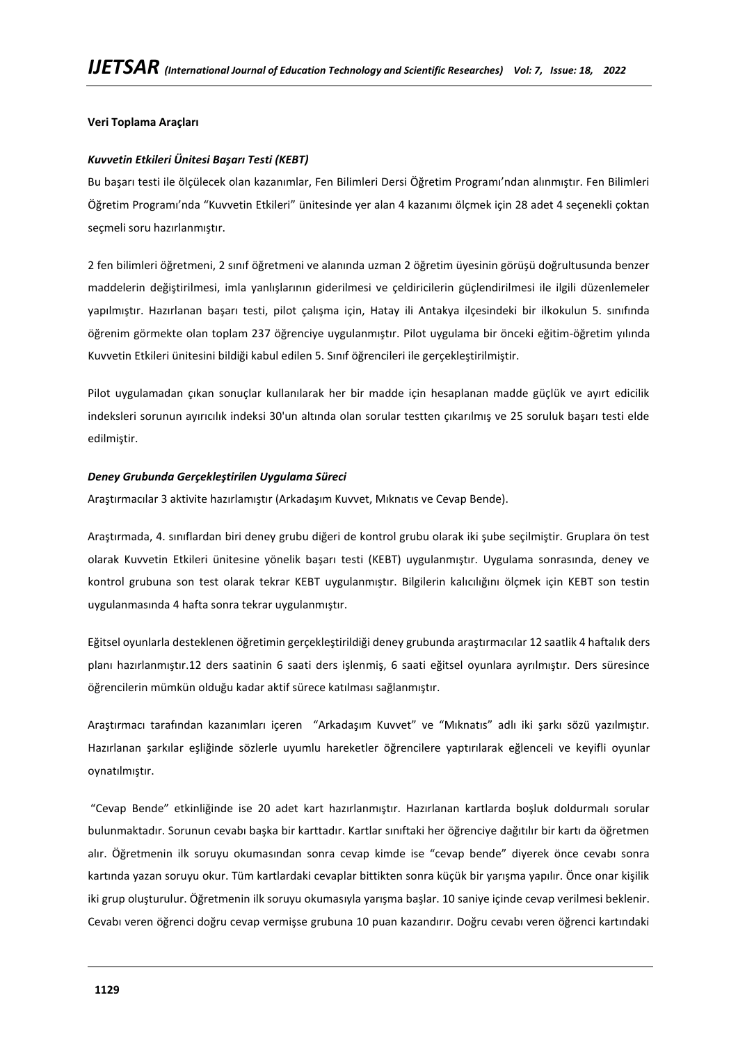**Veri Toplama Araçları**

***Kuvvetin Etkileri Ünitesi Başarı Testi (KEBT)***

Bu başarı testi ile ölçülecek olan kazanımlar, Fen Bilimleri Dersi Öğretim Programı'ndan alınmıştır. Fen Bilimleri Öğretim Programı'nda "Kuvvetin Etkileri" ünitesinde yer alan 4 kazanımı ölçmek için 28 adet 4 seçenekli çoktan seçmeli soru hazırlanmıştır.

2 fen bilimleri öğretmeni, 2 sınıf öğretmeni ve alanında uzman 2 öğretim üyesinin görüşü doğrultusunda benzer maddelerin değiştirilmesi, imla yanlışlarının giderilmesi ve çeldiricilerin güçlendirilmesi ile ilgili düzenlemeler yapılmıştır. Hazırlanan başarı testi, pilot çalışma için, Hatay ili Antakya ilçesindeki bir ilkokulun 5. sınıfında öğrenim görmekte olan toplam 237 öğrenciye uygulanmıştır. Pilot uygulama bir önceki eğitim-öğretim yılında Kuvvetin Etkileri ünitesini bildiği kabul edilen 5. Sınıf öğrencileri ile gerçekleştirilmiştir.

Pilot uygulamadan çıkan sonuçlar kullanılarak her bir madde için hesaplanan madde güçlük ve ayırt edicilik indeksleri sorunun ayırıcılık indeksi 30'un altında olan sorular testten çıkarılmış ve 25 soruluk başarı testi elde edilmiştir.

***Deney Grubunda Gerçekleştirilen Uygulama Süreci***

Araştırmacılar 3 aktivite hazırlamıştır (Arkadaşım Kuvvet, Mıknatıs ve Cevap Bende).

Araştırmada, 4. sınıflardan biri deney grubu diğeri de kontrol grubu olarak iki şube seçilmiştir. Gruplara ön test olarak Kuvvetin Etkileri ünitesine yönelik başarı testi (KEBT) uygulanmıştır. Uygulama sonrasında, deney ve kontrol grubuna son test olarak tekrar KEBT uygulanmıştır. Bilgilerin kalıcılığını ölçmek için KEBT son testin uygulanmasında 4 hafta sonra tekrar uygulanmıştır.

Eğitsel oyunlarla desteklenen öğretimin gerçekleştirildiği deney grubunda araştırmacılar 12 saatlik 4 haftalık ders planı hazırlanmıştır.12 ders saatinin 6 saati ders işlenmiş, 6 saati eğitsel oyunlara ayrılmıştır. Ders süresince öğrencilerin mümkün olduğu kadar aktif sürece katılması sağlanmıştır.

Araştırmacı tarafından kazanımları içeren "Arkadaşım Kuvvet" ve "Mıknatıs" adlı iki şarkı sözü yazılmıştır. Hazırlanan şarkılar eşliğinde sözlerle uyumlu hareketler öğrencilere yaptırılarak eğlenceli ve keyifli oyunlar oynatılmıştır.

"Cevap Bende" etkinliğinde ise 20 adet kart hazırlanmıştır. Hazırlanan kartlarda boşluk doldurmalı sorular bulunmaktadır. Sorunun cevabı başka bir karttadır. Kartlar sınıftaki her öğrenciye dağıtılır bir kartı da öğretmen alır. Öğretmenin ilk soruyu okumasından sonra cevap kimde ise "cevap bende" diyerek önce cevabı sonra kartında yazan soruyu okur. Tüm kartlardaki cevaplar bittikten sonra küçük bir yarışma yapılır. Önce onar kişilik iki grup oluşturulur. Öğretmenin ilk soruyu okumasıyla yarışma başlar. 10 saniye içinde cevap verilmesi beklenir. Cevabı veren öğrenci doğru cevap vermişse grubuna 10 puan kazandırır. Doğru cevabı veren öğrenci kartındaki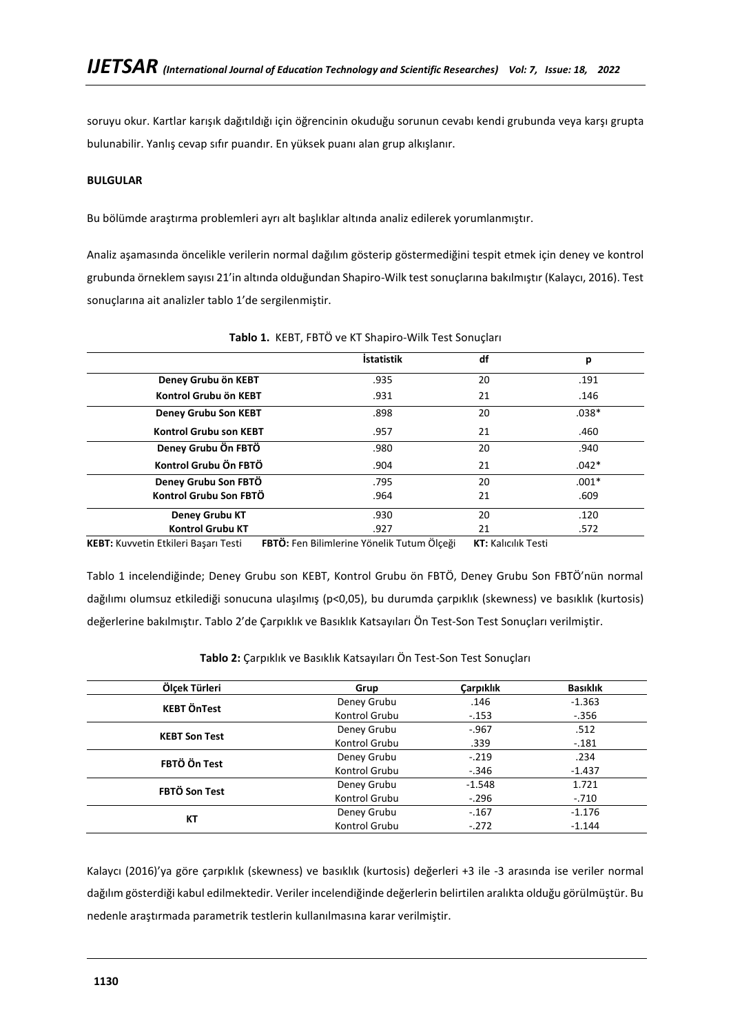soruyu okur. Kartlar karışık dağıtıldığı için öğrencinin okuduğu sorunun cevabı kendi grubunda veya karşı grupta bulunabilir. Yanlış cevap sıfır puandır. En yüksek puanı alan grup alkışlanır.

**BULGULAR**

Bu bölümde araştırma problemleri ayrı alt başlıklar altında analiz edilerek yorumlanmıştır.

Analiz aşamasında öncelikle verilerin normal dağılım gösterip göstermediğini tespit etmek için deney ve kontrol grubunda örneklem sayısı 21'in altında olduğundan Shapiro-Wilk test sonuçlarına bakılmıştır (Kalaycı, 2016). Test sonuçlarına ait analizler tablo 1'de sergilenmiştir.

**Tablo 1.** KEBT, FBTÖ ve KT Shapiro-Wilk Test Sonuçları

| | İstatistik | df | p |
|---|---|---|---|
| **Deney Grubu ön KEBT** | .935 | 20 | .191 |
| **Kontrol Grubu ön KEBT** | .931 | 21 | .146 |
| **Deney Grubu Son KEBT** | .898 | 20 | .038* |
| **Kontrol Grubu son KEBT** | .957 | 21 | .460 |
| **Deney Grubu Ön FBTÖ** | .980 | 20 | .940 |
| **Kontrol Grubu Ön FBTÖ** | .904 | 21 | .042* |
| **Deney Grubu Son FBTÖ** | .795 | 20 | .001* |
| **Kontrol Grubu Son FBTÖ** | .964 | 21 | .609 |
| **Deney Grubu KT** | .930 | 20 | .120 |
| **Kontrol Grubu KT** | .927 | 21 | .572 |

**KEBT:** Kuvvetin Etkileri Başarı Testi **FBTÖ:** Fen Bilimlerine Yönelik Tutum Ölçeği **KT:** Kalıcılık Testi

Tablo 1 incelendiğinde; Deney Grubu son KEBT, Kontrol Grubu ön FBTÖ, Deney Grubu Son FBTÖ'nün normal dağılımı olumsuz etkilediği sonucuna ulaşılmış ($p<0,05$), bu durumda çarpıklık (skewness) ve basıklık (kurtosis) değerlerine bakılmıştır. Tablo 2'de Çarpıklık ve Basıklık Katsayıları Ön Test-Son Test Sonuçları verilmiştir.

**Tablo 2:** Çarpıklık ve Basıklık Katsayıları Ön Test-Son Test Sonuçları

| Ölçek Türleri | Grup | Çarpıklık | Basıklık |
|---|---|---|---|
| **KEBT ÖnTest** | Deney Grubu | .146 | -1.363 |
| | Kontrol Grubu | -.153 | -.356 |
| **KEBT Son Test** | Deney Grubu | -.967 | .512 |
| | Kontrol Grubu | .339 | -.181 |
| **FBTÖ Ön Test** | Deney Grubu | -.219 | .234 |
| | Kontrol Grubu | -.346 | -1.437 |
| **FBTÖ Son Test** | Deney Grubu | -1.548 | 1.721 |
| | Kontrol Grubu | -.296 | -.710 |
| **KT** | Deney Grubu | -.167 | -1.176 |
| | Kontrol Grubu | -.272 | -1.144 |

Kalaycı (2016)'ya göre çarpıklık (skewness) ve basıklık (kurtosis) değerleri +3 ile -3 arasında ise veriler normal dağılım gösterdiği kabul edilmektedir. Veriler incelendiğinde değerlerin belirtilen aralıkta olduğu görülmüştür. Bu nedenle araştırmada parametrik testlerin kullanılmasına karar verilmiştir.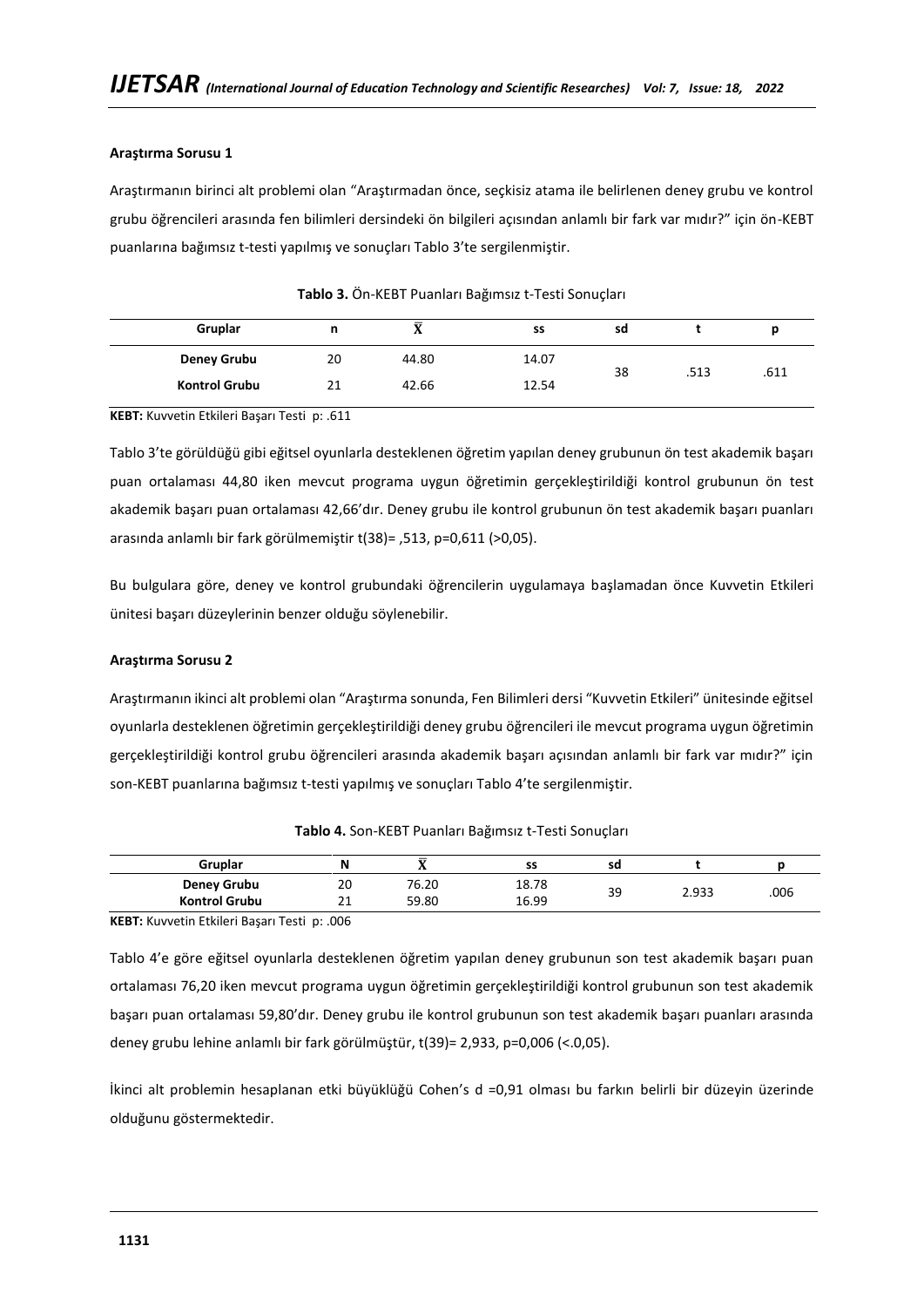**Araştırma Sorusu 1**

Araştırmanın birinci alt problemi olan “Araştırmadan önce, seçkisiz atama ile belirlenen deney grubu ve kontrol grubu öğrencileri arasında fen bilimleri dersindeki ön bilgileri açısından anlamlı bir fark var mıdır?” için ön-KEBT puanlarına bağımsız t-testi yapılmış ve sonuçları Tablo 3’te sergilenmiştir.

**Tablo 3.** Ön-KEBT Puanları Bağımsız t-Testi Sonuçları

| Gruplar | n | $\bar{X}$ | ss | sd | t | p |
|---|---|---|---|---|---|---|
| **Deney Grubu** | 20 | 44.80 | 14.07 | 38 | .513 | .611 |
| **Kontrol Grubu** | 21 | 42.66 | 12.54 | | | |

**KEBT:** Kuvvetin Etkileri Başarı Testi p: .611

Tablo 3’te görüldüğü gibi eğitsel oyunlarla desteklenen öğretim yapılan deney grubunun ön test akademik başarı puan ortalaması 44,80 iken mevcut programa uygun öğretimin gerçekleştirildiği kontrol grubunun ön test akademik başarı puan ortalaması 42,66’dır. Deney grubu ile kontrol grubunun ön test akademik başarı puanları arasında anlamlı bir fark görülmemiştir $t(38)= ,513$, $p=0,611$ (>0,05).

Bu bulgulara göre, deney ve kontrol grubundaki öğrencilerin uygulamaya başlamadan önce Kuvvetin Etkileri ünitesi başarı düzeylerinin benzer olduğu söylenebilir.

**Araştırma Sorusu 2**

Araştırmanın ikinci alt problemi olan “Araştırma sonunda, Fen Bilimleri dersi “Kuvvetin Etkileri” ünitesinde eğitsel oyunlarla desteklenen öğretimin gerçekleştirildiği deney grubu öğrencileri ile mevcut programa uygun öğretimin gerçekleştirildiği kontrol grubu öğrencileri arasında akademik başarı açısından anlamlı bir fark var mıdır?” için son-KEBT puanlarına bağımsız t-testi yapılmış ve sonuçları Tablo 4’te sergilenmiştir.

**Tablo 4.** Son-KEBT Puanları Bağımsız t-Testi Sonuçları

| Gruplar | N | $\bar{X}$ | ss | sd | t | p |
|---|---|---|---|---|---|---|
| **Deney Grubu** | 20 | 76.20 | 18.78 | 39 | 2.933 | .006 |
| **Kontrol Grubu** | 21 | 59.80 | 16.99 | | | |

**KEBT:** Kuvvetin Etkileri Başarı Testi p: .006

Tablo 4’e göre eğitsel oyunlarla desteklenen öğretim yapılan deney grubunun son test akademik başarı puan ortalaması 76,20 iken mevcut programa uygun öğretimin gerçekleştirildiği kontrol grubunun son test akademik başarı puan ortalaması 59,80’dır. Deney grubu ile kontrol grubunun son test akademik başarı puanları arasında deney grubu lehine anlamlı bir fark görülmüştür, $t(39)= 2,933$, $p=0,006$ (<.0,05).

İkinci alt problemin hesaplanan etki büyüklüğü Cohen’s d =0,91 olması bu farkın belirli bir düzeyin üzerinde olduğunu göstermektedir.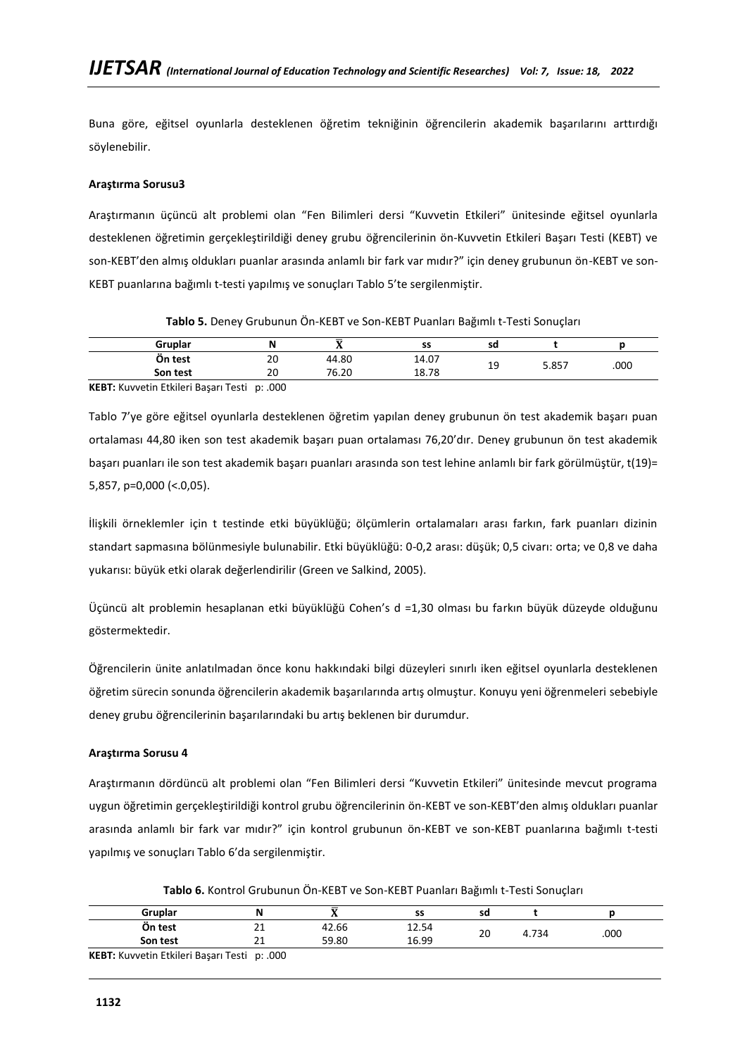Buna göre, eğitsel oyunlarla desteklenen öğretim tekniğinin öğrencilerin akademik başarılarını arttırdığı söylenebilir.

**Araştırma Sorusu3**

Araştırmanın üçüncü alt problemi olan "Fen Bilimleri dersi "Kuvvetin Etkileri" ünitesinde eğitsel oyunlarla desteklenen öğretimin gerçekleştirildiği deney grubu öğrencilerinin ön-Kuvvetin Etkileri Başarı Testi (KEBT) ve son-KEBT'den almış oldukları puanlar arasında anlamlı bir fark var mıdır?" için deney grubunun ön-KEBT ve son-KEBT puanlarına bağımlı t-testi yapılmış ve sonuçları Tablo 5'te sergilenmiştir.

**Tablo 5.** Deney Grubunun Ön-KEBT ve Son-KEBT Puanları Bağımlı t-Testi Sonuçları

| Gruplar | N | $\bar{X}$ | ss | sd | t | p |
|---|---|---|---|---|---|---|
| Ön test | 20 | 44.80 | 14.07 | 19 | 5.857 | .000 |
| Son test | 20 | 76.20 | 18.78 | | | |

**KEBT:** Kuvvetin Etkileri Başarı Testi p: .000

Tablo 7'ye göre eğitsel oyunlarla desteklenen öğretim yapılan deney grubunun ön test akademik başarı puan ortalaması 44,80 iken son test akademik başarı puan ortalaması 76,20'dır. Deney grubunun ön test akademik başarı puanları ile son test akademik başarı puanları arasında son test lehine anlamlı bir fark görülmüştür, t(19)= 5,857, p=0,000 (<.0,05).

İlişkili örneklemler için t testinde etki büyüklüğü; ölçümlerin ortalamaları arası farkın, fark puanları dizinin standart sapmasına bölünmesiyle bulunabilir. Etki büyüklüğü: 0-0,2 arası: düşük; 0,5 civarı: orta; ve 0,8 ve daha yukarısı: büyük etki olarak değerlendirilir (Green ve Salkind, 2005).

Üçüncü alt problemin hesaplanan etki büyüklüğü Cohen's d =1,30 olması bu farkın büyük düzeyde olduğunu göstermektedir.

Öğrencilerin ünite anlatılmadan önce konu hakkındaki bilgi düzeyleri sınırlı iken eğitsel oyunlarla desteklenen öğretim sürecin sonunda öğrencilerin akademik başarılarında artış olmuştur. Konuyu yeni öğrenmeleri sebebiyle deney grubu öğrencilerinin başarılarındaki bu artış beklenen bir durumdur.

**Araştırma Sorusu 4**

Araştırmanın dördüncü alt problemi olan "Fen Bilimleri dersi "Kuvvetin Etkileri" ünitesinde mevcut programa uygun öğretimin gerçekleştirildiği kontrol grubu öğrencilerinin ön-KEBT ve son-KEBT'den almış oldukları puanlar arasında anlamlı bir fark var mıdır?" için kontrol grubunun ön-KEBT ve son-KEBT puanlarına bağımlı t-testi yapılmış ve sonuçları Tablo 6'da sergilenmiştir.

**Tablo 6.** Kontrol Grubunun Ön-KEBT ve Son-KEBT Puanları Bağımlı t-Testi Sonuçları

| Gruplar | N | $\bar{X}$ | ss | sd | t | p |
|---|---|---|---|---|---|---|
| Ön test | 21 | 42.66 | 12.54 | 20 | 4.734 | .000 |
| Son test | 21 | 59.80 | 16.99 | | | |

**KEBT:** Kuvvetin Etkileri Başarı Testi p: .000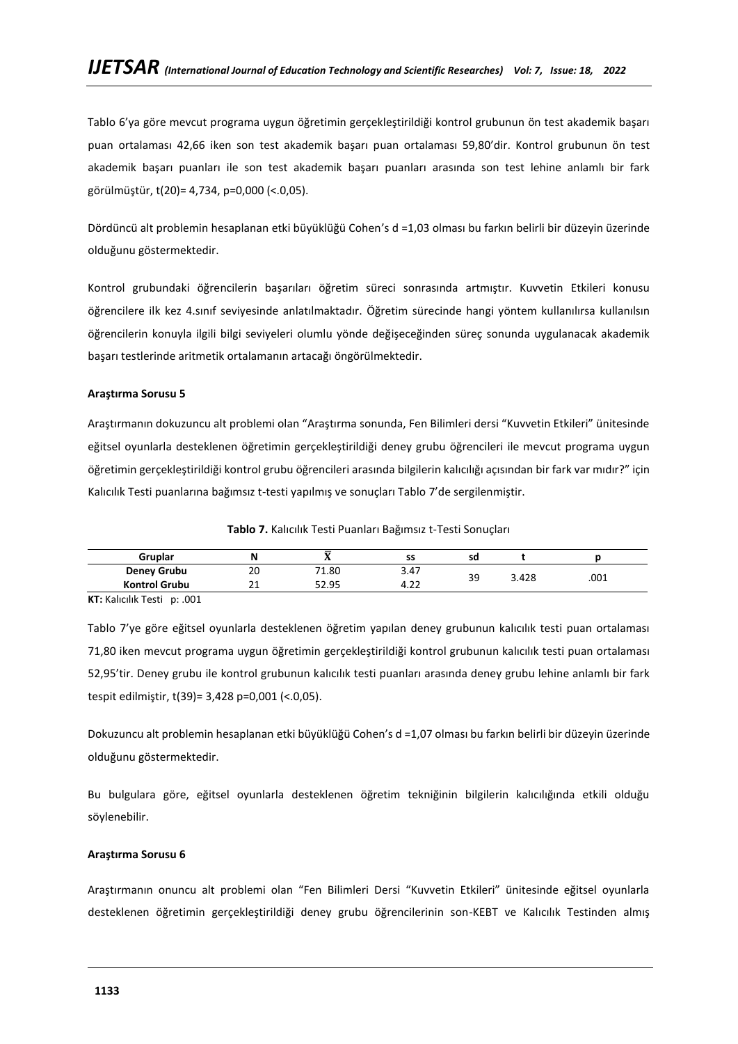Tablo 6'ya göre mevcut programa uygun öğretimin gerçekleştirildiği kontrol grubunun ön test akademik başarı puan ortalaması 42,66 iken son test akademik başarı puan ortalaması 59,80'dir. Kontrol grubunun ön test akademik başarı puanları ile son test akademik başarı puanları arasında son test lehine anlamlı bir fark görülmüştür, t(20)= 4,734, p=0,000 (<.0,05).

Dördüncü alt problemin hesaplanan etki büyüklüğü Cohen's d =1,03 olması bu farkın belirli bir düzeyin üzerinde olduğunu göstermektedir.

Kontrol grubundaki öğrencilerin başarıları öğretim süreci sonrasında artmıştır. Kuvvetin Etkileri konusu öğrencilere ilk kez 4.sınıf seviyesinde anlatılmaktadır. Öğretim sürecinde hangi yöntem kullanılırsa kullanılsın öğrencilerin konuyla ilgili bilgi seviyeleri olumlu yönde değişeceğinden süreç sonunda uygulanacak akademik başarı testlerinde aritmetik ortalamanın artacağı öngörülmektedir.

**Araştırma Sorusu 5**

Araştırmanın dokuzuncu alt problemi olan "Araştırma sonunda, Fen Bilimleri dersi "Kuvvetin Etkileri" ünitesinde eğitsel oyunlarla desteklenen öğretimin gerçekleştirildiği deney grubu öğrencileri ile mevcut programa uygun öğretimin gerçekleştirildiği kontrol grubu öğrencileri arasında bilgilerin kalıcılığı açısından bir fark var mıdır?" için Kalıcılık Testi puanlarına bağımsız t-testi yapılmış ve sonuçları Tablo 7'de sergilenmiştir.

**Tablo 7.** Kalıcılık Testi Puanları Bağımsız t-Testi Sonuçları

| Gruplar | N | $\bar{X}$ | ss | sd | t | p |
|---|---|---|---|---|---|---|
| Deney Grubu | 20 | 71.80 | 3.47 | 39 | 3.428 | .001 |
| Kontrol Grubu | 21 | 52.95 | 4.22 | | | |

**KT:** Kalıcılık Testi p: .001

Tablo 7'ye göre eğitsel oyunlarla desteklenen öğretim yapılan deney grubunun kalıcılık testi puan ortalaması 71,80 iken mevcut programa uygun öğretimin gerçekleştirildiği kontrol grubunun kalıcılık testi puan ortalaması 52,95'tir. Deney grubu ile kontrol grubunun kalıcılık testi puanları arasında deney grubu lehine anlamlı bir fark tespit edilmiştir, t(39)= 3,428 p=0,001 (<.0,05).

Dokuzuncu alt problemin hesaplanan etki büyüklüğü Cohen's d =1,07 olması bu farkın belirli bir düzeyin üzerinde olduğunu göstermektedir.

Bu bulgulara göre, eğitsel oyunlarla desteklenen öğretim tekniğinin bilgilerin kalıcılığında etkili olduğu söylenebilir.

**Araştırma Sorusu 6**

Araştırmanın onuncu alt problemi olan "Fen Bilimleri Dersi "Kuvvetin Etkileri" ünitesinde eğitsel oyunlarla desteklenen öğretimin gerçekleştirildiği deney grubu öğrencilerinin son-KEBT ve Kalıcılık Testinden almış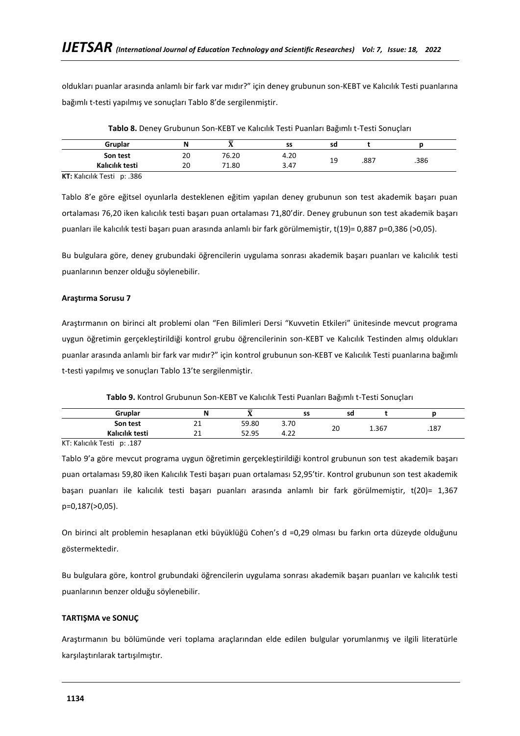oldukları puanlar arasında anlamlı bir fark var mıdır?" için deney grubunun son-KEBT ve Kalıcılık Testi puanlarına bağımlı t-testi yapılmış ve sonuçları Tablo 8'de sergilenmiştir.

**Tablo 8.** Deney Grubunun Son-KEBT ve Kalıcılık Testi Puanları Bağımlı t-Testi Sonuçları

| Gruplar | N | $\bar{X}$ | ss | sd | t | p |
|---|---|---|---|---|---|---|
| **Son test** | 20 | 76.20 | 4.20 | 19 | .887 | .386 |
| **Kalıcılık testi** | 20 | 71.80 | 3.47 | | | |

**KT:** Kalıcılık Testi p: .386

Tablo 8'e göre eğitsel oyunlarla desteklenen eğitim yapılan deney grubunun son test akademik başarı puan ortalaması 76,20 iken kalıcılık testi başarı puan ortalaması 71,80'dir. Deney grubunun son test akademik başarı puanları ile kalıcılık testi başarı puan arasında anlamlı bir fark görülmemiştir, t(19)= 0,887 p=0,386 (>0,05).

Bu bulgulara göre, deney grubundaki öğrencilerin uygulama sonrası akademik başarı puanları ve kalıcılık testi puanlarının benzer olduğu söylenebilir.

**Araştırma Sorusu 7**

Araştırmanın on birinci alt problemi olan "Fen Bilimleri Dersi "Kuvvetin Etkileri" ünitesinde mevcut programa uygun öğretimin gerçekleştirildiği kontrol grubu öğrencilerinin son-KEBT ve Kalıcılık Testinden almış oldukları puanlar arasında anlamlı bir fark var mıdır?" için kontrol grubunun son-KEBT ve Kalıcılık Testi puanlarına bağımlı t-testi yapılmış ve sonuçları Tablo 13'te sergilenmiştir.

**Tablo 9.** Kontrol Grubunun Son-KEBT ve Kalıcılık Testi Puanları Bağımlı t-Testi Sonuçları

| Gruplar | N | $\bar{X}$ | ss | sd | t | p |
|---|---|---|---|---|---|---|
| **Son test** | 21 | 59.80 | 3.70 | 20 | 1.367 | .187 |
| **Kalıcılık testi** | 21 | 52.95 | 4.22 | | | |

KT: Kalıcılık Testi p: .187

Tablo 9'a göre mevcut programa uygun öğretimin gerçekleştirildiği kontrol grubunun son test akademik başarı puan ortalaması 59,80 iken Kalıcılık Testi başarı puan ortalaması 52,95'tir. Kontrol grubunun son test akademik başarı puanları ile kalıcılık testi başarı puanları arasında anlamlı bir fark görülmemiştir, t(20)= 1,367 p=0,187(>0,05).

On birinci alt problemin hesaplanan etki büyüklüğü Cohen's d =0,29 olması bu farkın orta düzeyde olduğunu göstermektedir.

Bu bulgulara göre, kontrol grubundaki öğrencilerin uygulama sonrası akademik başarı puanları ve kalıcılık testi puanlarının benzer olduğu söylenebilir.

**TARTIŞMA ve SONUÇ**

Araştırmanın bu bölümünde veri toplama araçlarından elde edilen bulgular yorumlanmış ve ilgili literatürle karşılaştırılarak tartışılmıştır.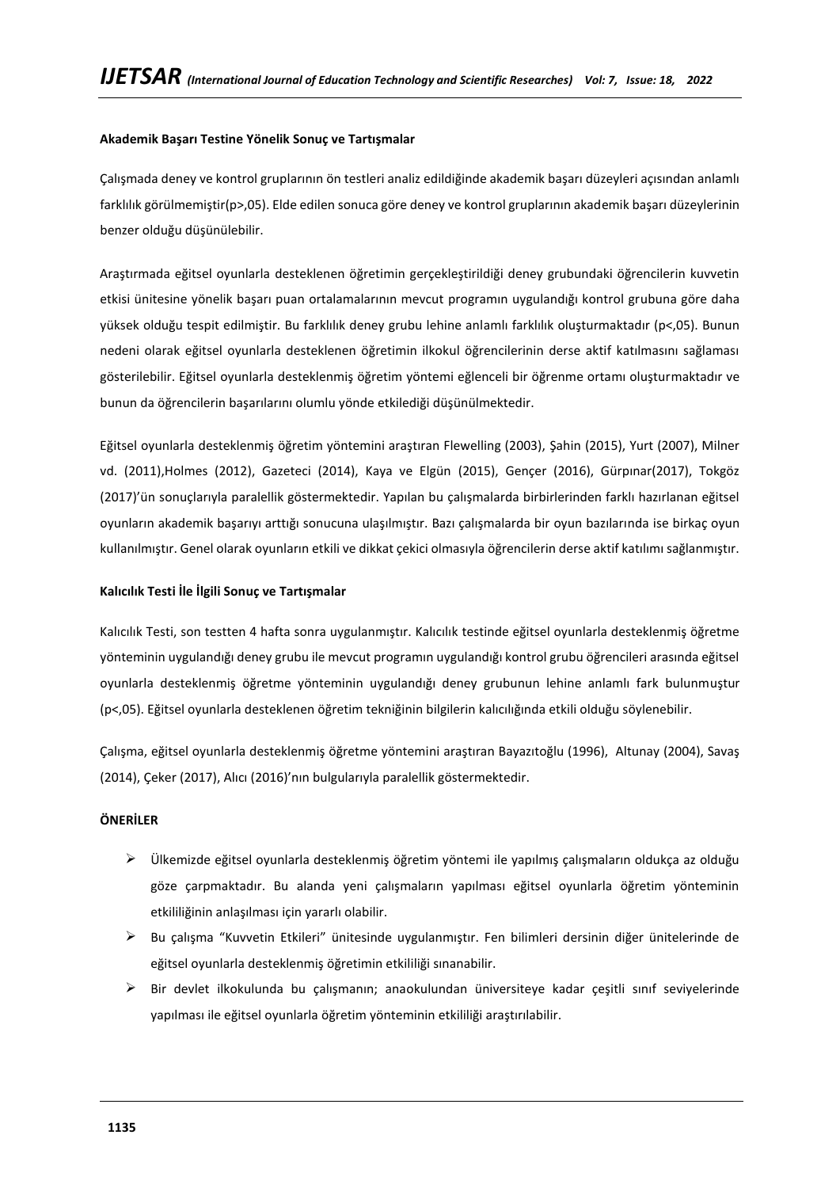**Akademik Başarı Testine Yönelik Sonuç ve Tartışmalar**

Çalışmada deney ve kontrol gruplarının ön testleri analiz edildiğinde akademik başarı düzeyleri açısından anlamlı farklılık görülmemiştir(p>,05). Elde edilen sonuca göre deney ve kontrol gruplarının akademik başarı düzeylerinin benzer olduğu düşünülebilir.

Araştırmada eğitsel oyunlarla desteklenen öğretimin gerçekleştirildiği deney grubundaki öğrencilerin kuvvetin etkisi ünitesine yönelik başarı puan ortalamalarının mevcut programın uygulandığı kontrol grubuna göre daha yüksek olduğu tespit edilmiştir. Bu farklılık deney grubu lehine anlamlı farklılık oluşturmaktadır (p<,05). Bunun nedeni olarak eğitsel oyunlarla desteklenen öğretimin ilkokul öğrencilerinin derse aktif katılmasını sağlaması gösterilebilir. Eğitsel oyunlarla desteklenmiş öğretim yöntemi eğlenceli bir öğrenme ortamı oluşturmaktadır ve bunun da öğrencilerin başarılarını olumlu yönde etkilediği düşünülmektedir.

Eğitsel oyunlarla desteklenmiş öğretim yöntemini araştıran Flewelling (2003), Şahin (2015), Yurt (2007), Milner vd. (2011),Holmes (2012), Gazeteci (2014), Kaya ve Elgün (2015), Gençer (2016), Gürpınar(2017), Tokgöz (2017)'ün sonuçlarıyla paralellik göstermektedir. Yapılan bu çalışmalarda birbirlerinden farklı hazırlanan eğitsel oyunların akademik başarıyı arttığı sonucuna ulaşılmıştır. Bazı çalışmalarda bir oyun bazılarında ise birkaç oyun kullanılmıştır. Genel olarak oyunların etkili ve dikkat çekici olmasıyla öğrencilerin derse aktif katılımı sağlanmıştır.

**Kalıcılık Testi İle İlgili Sonuç ve Tartışmalar**

Kalıcılık Testi, son testten 4 hafta sonra uygulanmıştır. Kalıcılık testinde eğitsel oyunlarla desteklenmiş öğretme yönteminin uygulandığı deney grubu ile mevcut programın uygulandığı kontrol grubu öğrencileri arasında eğitsel oyunlarla desteklenmiş öğretme yönteminin uygulandığı deney grubunun lehine anlamlı fark bulunmuştur (p<,05). Eğitsel oyunlarla desteklenen öğretim tekniğinin bilgilerin kalıcılığında etkili olduğu söylenebilir.

Çalışma, eğitsel oyunlarla desteklenmiş öğretme yöntemini araştıran Bayazıtoğlu (1996), Altunay (2004), Savaş (2014), Çeker (2017), Alıcı (2016)'nın bulgularıyla paralellik göstermektedir.

**ÖNERİLER**

- Ülkemizde eğitsel oyunlarla desteklenmiş öğretim yöntemi ile yapılmış çalışmaların oldukça az olduğu göze çarpmaktadır. Bu alanda yeni çalışmaların yapılması eğitsel oyunlarla öğretim yönteminin etkililiğinin anlaşılması için yararlı olabilir.
- Bu çalışma "Kuvvetin Etkileri" ünitesinde uygulanmıştır. Fen bilimleri dersinin diğer ünitelerinde de eğitsel oyunlarla desteklenmiş öğretimin etkililiği sınanabilir.
- Bir devlet ilkokulunda bu çalışmanın; anaokulundan üniversiteye kadar çeşitli sınıf seviyelerinde yapılması ile eğitsel oyunlarla öğretim yönteminin etkililiği araştırılabilir.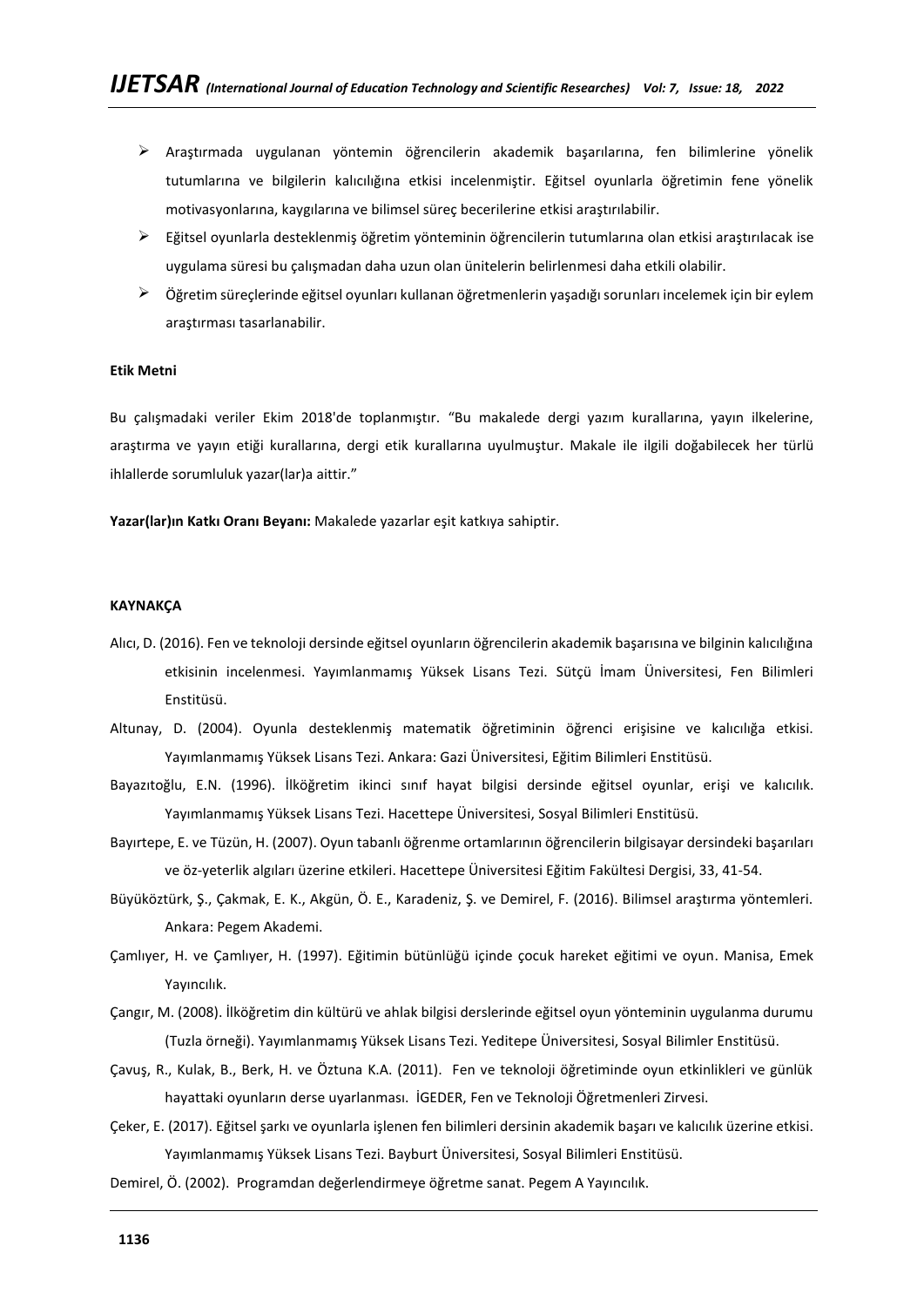- Araştırmada uygulanan yöntemin öğrencilerin akademik başarılarına, fen bilimlerine yönelik tutumlarına ve bilgilerin kalıcılığına etkisi incelenmiştir. Eğitsel oyunlarla öğretimin fene yönelik motivasyonlarına, kaygılarına ve bilimsel süreç becerilerine etkisi araştırılabilir.
- Eğitsel oyunlarla desteklenmiş öğretim yönteminin öğrencilerin tutumlarına olan etkisi araştırılacak ise uygulama süresi bu çalışmadan daha uzun olan ünitelerin belirlenmesi daha etkili olabilir.
- Öğretim süreçlerinde eğitsel oyunları kullanan öğretmenlerin yaşadığı sorunları incelemek için bir eylem araştırması tasarlanabilir.

**Etik Metni**

Bu çalışmadaki veriler Ekim 2018'de toplanmıştır. "Bu makalede dergi yazım kurallarına, yayın ilkelerine, araştırma ve yayın etiği kurallarına, dergi etik kurallarına uyulmuştur. Makale ile ilgili doğabilecek her türlü ihlallerde sorumluluk yazar(lar)a aittir."

**Yazar(lar)ın Katkı Oranı Beyanı:** Makalede yazarlar eşit katkıya sahiptir.

**KAYNAKÇA**

Alıcı, D. (2016). Fen ve teknoloji dersinde eğitsel oyunların öğrencilerin akademik başarısına ve bilginin kalıcılığına etkisinin incelenmesi. Yayımlanmamış Yüksek Lisans Tezi. Sütçü İmam Üniversitesi, Fen Bilimleri Enstitüsü.

Altunay, D. (2004). Oyunla desteklenmiş matematik öğretiminin öğrenci erişisine ve kalıcılığa etkisi. Yayımlanmamış Yüksek Lisans Tezi. Ankara: Gazi Üniversitesi, Eğitim Bilimleri Enstitüsü.

Bayazıtoğlu, E.N. (1996). İlköğretim ikinci sınıf hayat bilgisi dersinde eğitsel oyunlar, erişi ve kalıcılık. Yayımlanmamış Yüksek Lisans Tezi. Hacettepe Üniversitesi, Sosyal Bilimleri Enstitüsü.

Bayırtepe, E. ve Tüzün, H. (2007). Oyun tabanlı öğrenme ortamlarının öğrencilerin bilgisayar dersindeki başarıları ve öz-yeterlik algıları üzerine etkileri. Hacettepe Üniversitesi Eğitim Fakültesi Dergisi, 33, 41-54.

Büyüköztürk, Ş., Çakmak, E. K., Akgün, Ö. E., Karadeniz, Ş. ve Demirel, F. (2016). Bilimsel araştırma yöntemleri. Ankara: Pegem Akademi.

Çamlıyer, H. ve Çamlıyer, H. (1997). Eğitimin bütünlüğü içinde çocuk hareket eğitimi ve oyun. Manisa, Emek Yayıncılık.

Çangır, M. (2008). İlköğretim din kültürü ve ahlak bilgisi derslerinde eğitsel oyun yönteminin uygulanma durumu (Tuzla örneği). Yayımlanmamış Yüksek Lisans Tezi. Yeditepe Üniversitesi, Sosyal Bilimler Enstitüsü.

Çavuş, R., Kulak, B., Berk, H. ve Öztuna K.A. (2011). Fen ve teknoloji öğretiminde oyun etkinlikleri ve günlük hayattaki oyunların derse uyarlanması. İGEDER, Fen ve Teknoloji Öğretmenleri Zirvesi.

Çeker, E. (2017). Eğitsel şarkı ve oyunlarla işlenen fen bilimleri dersinin akademik başarı ve kalıcılık üzerine etkisi. Yayımlanmamış Yüksek Lisans Tezi. Bayburt Üniversitesi, Sosyal Bilimleri Enstitüsü.

Demirel, Ö. (2002). Programdan değerlendirmeye öğretme sanat. Pegem A Yayıncılık.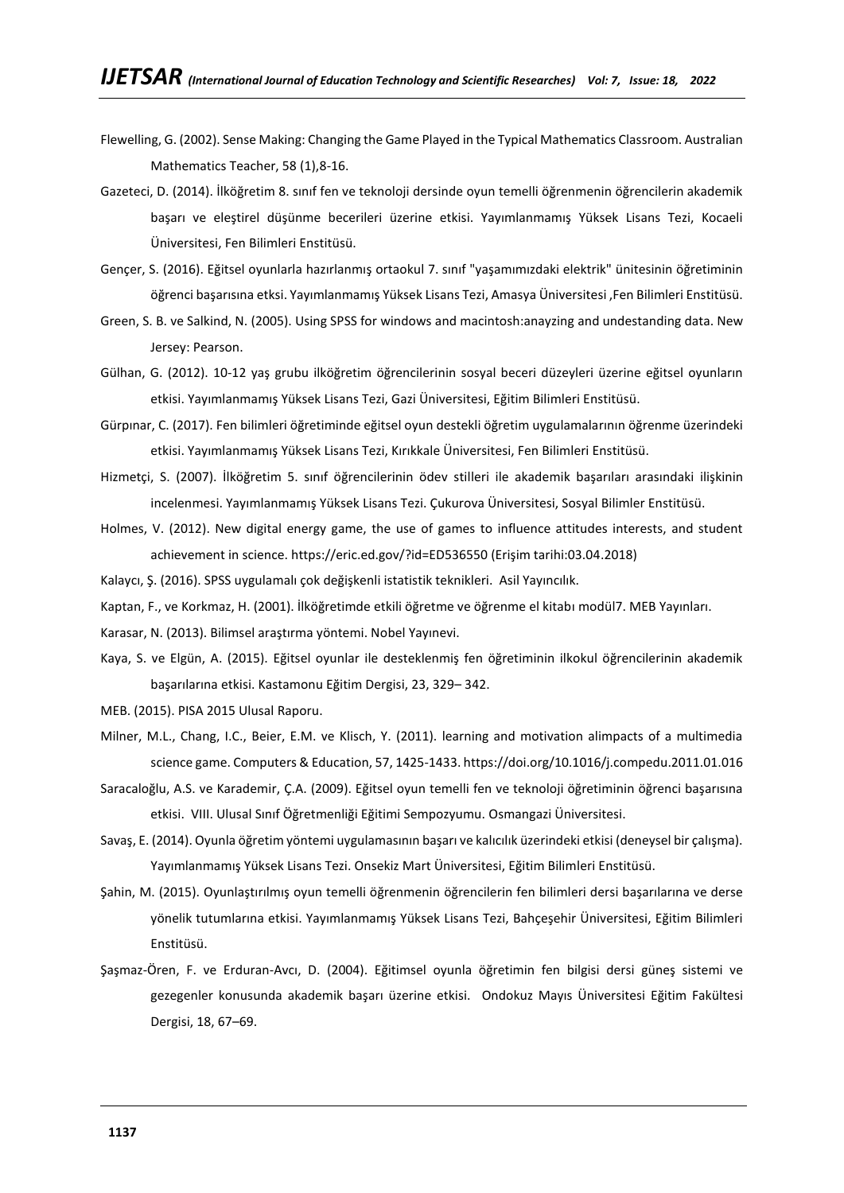Flewelling, G. (2002). Sense Making: Changing the Game Played in the Typical Mathematics Classroom. Australian Mathematics Teacher, 58 (1),8-16.

Gazeteci, D. (2014). İlköğretim 8. sınıf fen ve teknoloji dersinde oyun temelli öğrenmenin öğrencilerin akademik başarı ve eleştirel düşünme becerileri üzerine etkisi. Yayımlanmamış Yüksek Lisans Tezi, Kocaeli Üniversitesi, Fen Bilimleri Enstitüsü.

Gençer, S. (2016). Eğitsel oyunlarla hazırlanmış ortaokul 7. sınıf "yaşamımızdaki elektrik" ünitesinin öğretiminin öğrenci başarısına etksi. Yayımlanmamış Yüksek Lisans Tezi, Amasya Üniversitesi ,Fen Bilimleri Enstitüsü.

Green, S. B. ve Salkind, N. (2005). Using SPSS for windows and macintosh:anayzing and undestanding data. New Jersey: Pearson.

Gülhan, G. (2012). 10-12 yaş grubu ilköğretim öğrencilerinin sosyal beceri düzeyleri üzerine eğitsel oyunların etkisi. Yayımlanmamış Yüksek Lisans Tezi, Gazi Üniversitesi, Eğitim Bilimleri Enstitüsü.

Gürpınar, C. (2017). Fen bilimleri öğretiminde eğitsel oyun destekli öğretim uygulamalarının öğrenme üzerindeki etkisi. Yayımlanmamış Yüksek Lisans Tezi, Kırıkkale Üniversitesi, Fen Bilimleri Enstitüsü.

Hizmetçi, S. (2007). İlköğretim 5. sınıf öğrencilerinin ödev stilleri ile akademik başarıları arasındaki ilişkinin incelenmesi. Yayımlanmamış Yüksek Lisans Tezi. Çukurova Üniversitesi, Sosyal Bilimler Enstitüsü.

Holmes, V. (2012). New digital energy game, the use of games to influence attitudes interests, and student achievement in science. https://eric.ed.gov/?id=ED536550 (Erişim tarihi:03.04.2018)

Kalaycı, Ş. (2016). SPSS uygulamalı çok değişkenli istatistik teknikleri. Asil Yayıncılık.

Kaptan, F., ve Korkmaz, H. (2001). İlköğretimde etkili öğretme ve öğrenme el kitabı modül7. MEB Yayınları.

Karasar, N. (2013). Bilimsel araştırma yöntemi. Nobel Yayınevi.

Kaya, S. ve Elgün, A. (2015). Eğitsel oyunlar ile desteklenmiş fen öğretiminin ilkokul öğrencilerinin akademik başarılarına etkisi. Kastamonu Eğitim Dergisi, 23, 329– 342.

MEB. (2015). PISA 2015 Ulusal Raporu.

Milner, M.L., Chang, I.C., Beier, E.M. ve Klisch, Y. (2011). learning and motivation alimpacts of a multimedia science game. Computers & Education, 57, 1425-1433. https://doi.org/10.1016/j.compedu.2011.01.016

Saracaloğlu, A.S. ve Karademir, Ç.A. (2009). Eğitsel oyun temelli fen ve teknoloji öğretiminin öğrenci başarısına etkisi. VIII. Ulusal Sınıf Öğretmenliği Eğitimi Sempozyumu. Osmangazi Üniversitesi.

Savaş, E. (2014). Oyunla öğretim yöntemi uygulamasının başarı ve kalıcılık üzerindeki etkisi (deneysel bir çalışma). Yayımlanmamış Yüksek Lisans Tezi. Onsekiz Mart Üniversitesi, Eğitim Bilimleri Enstitüsü.

Şahin, M. (2015). Oyunlaştırılmış oyun temelli öğrenmenin öğrencilerin fen bilimleri dersi başarılarına ve derse yönelik tutumlarına etkisi. Yayımlanmamış Yüksek Lisans Tezi, Bahçeşehir Üniversitesi, Eğitim Bilimleri Enstitüsü.

Şaşmaz-Ören, F. ve Erduran-Avcı, D. (2004). Eğitimsel oyunla öğretimin fen bilgisi dersi güneş sistemi ve gezegenler konusunda akademik başarı üzerine etkisi. Ondokuz Mayıs Üniversitesi Eğitim Fakültesi Dergisi, 18, 67–69.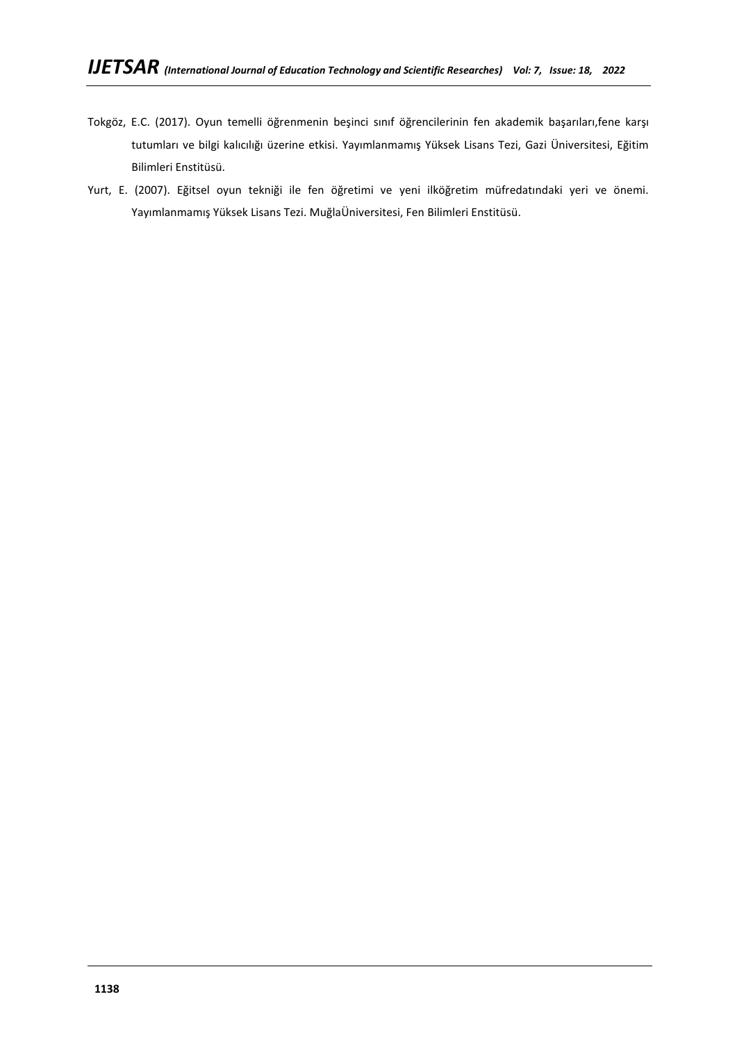Tokgöz, E.C. (2017). Oyun temelli öğrenmenin beşinci sınıf öğrencilerinin fen akademik başarıları,fene karşı tutumları ve bilgi kalıcılığı üzerine etkisi. Yayımlanmamış Yüksek Lisans Tezi, Gazi Üniversitesi, Eğitim Bilimleri Enstitüsü.

Yurt, E. (2007). Eğitsel oyun tekniği ile fen öğretimi ve yeni ilköğretim müfredatındaki yeri ve önemi. Yayımlanmamış Yüksek Lisans Tezi. MuğlaÜniversitesi, Fen Bilimleri Enstitüsü.